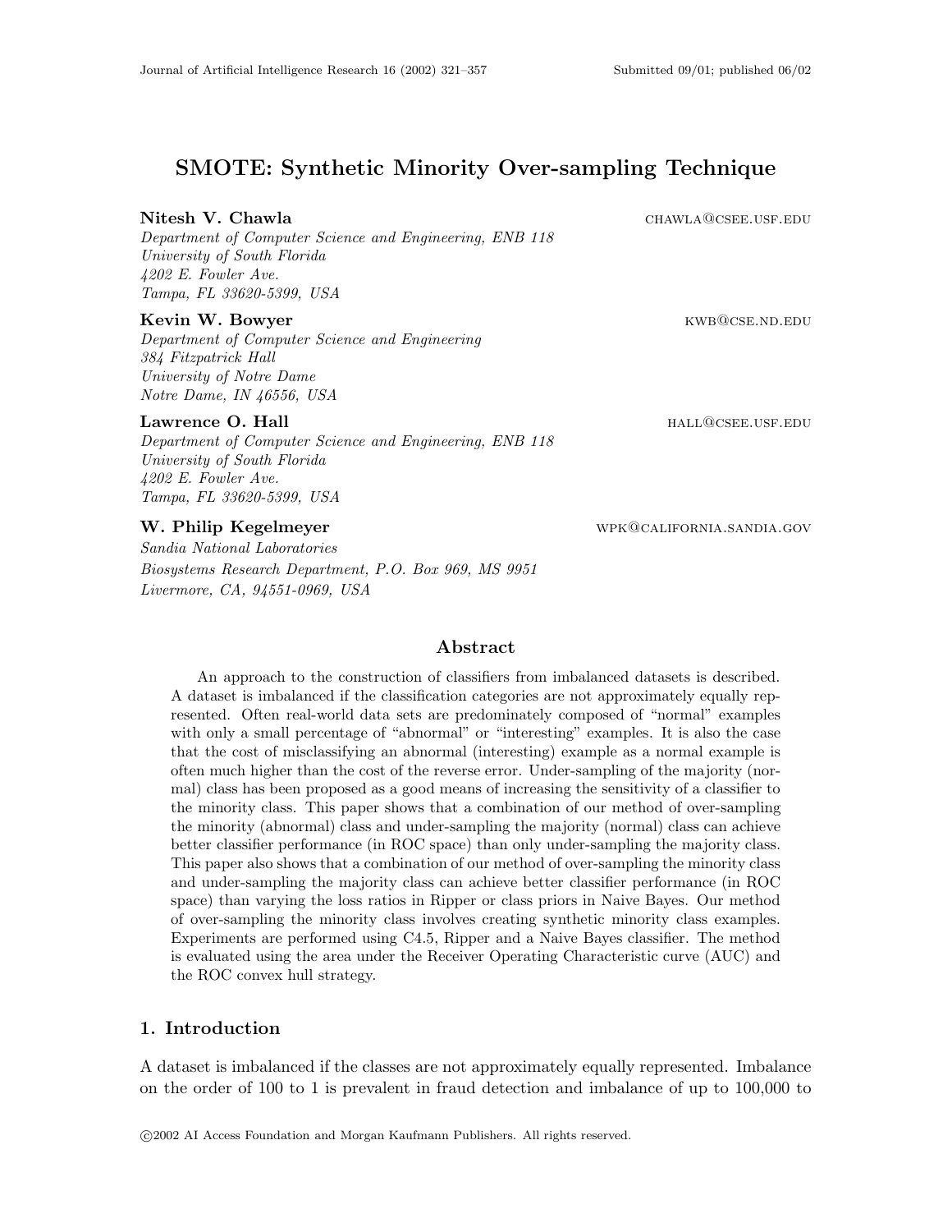# SMOTE: Synthetic Minority Over-sampling Technique

**Nitesh V. Chawla** CHAWLA@CSEE.USF.EDU
*Department of Computer Science and Engineering, ENB 118*
*University of South Florida*
*4202 E. Fowler Ave.*
*Tampa, FL 33620-5399, USA*

**Kevin W. Bowyer** KWB@CSE.ND.EDU
*Department of Computer Science and Engineering*
*384 Fitzpatrick Hall*
*University of Notre Dame*
*Notre Dame, IN 46556, USA*

**Lawrence O. Hall** HALL@CSEE.USF.EDU
*Department of Computer Science and Engineering, ENB 118*
*University of South Florida*
*4202 E. Fowler Ave.*
*Tampa, FL 33620-5399, USA*

**W. Philip Kegelmeyer** WPK@CALIFORNIA.SANDIA.GOV
*Sandia National Laboratories*
*Biosystems Research Department, P.O. Box 969, MS 9951*
*Livermore, CA, 94551-0969, USA*

## Abstract

An approach to the construction of classifiers from imbalanced datasets is described. A dataset is imbalanced if the classification categories are not approximately equally represented. Often real-world data sets are predominately composed of "normal" examples with only a small percentage of "abnormal" or "interesting" examples. It is also the case that the cost of misclassifying an abnormal (interesting) example as a normal example is often much higher than the cost of the reverse error. Under-sampling of the majority (normal) class has been proposed as a good means of increasing the sensitivity of a classifier to the minority class. This paper shows that a combination of our method of over-sampling the minority (abnormal) class and under-sampling the majority (normal) class can achieve better classifier performance (in ROC space) than only under-sampling the majority class. This paper also shows that a combination of our method of over-sampling the minority class and under-sampling the majority class can achieve better classifier performance (in ROC space) than varying the loss ratios in Ripper or class priors in Naive Bayes. Our method of over-sampling the minority class involves creating synthetic minority class examples. Experiments are performed using C4.5, Ripper and a Naive Bayes classifier. The method is evaluated using the area under the Receiver Operating Characteristic curve (AUC) and the ROC convex hull strategy.

## 1. Introduction

A dataset is imbalanced if the classes are not approximately equally represented. Imbalance on the order of 100 to 1 is prevalent in fraud detection and imbalance of up to 100,000 to

©2002 AI Access Foundation and Morgan Kaufmann Publishers. All rights reserved.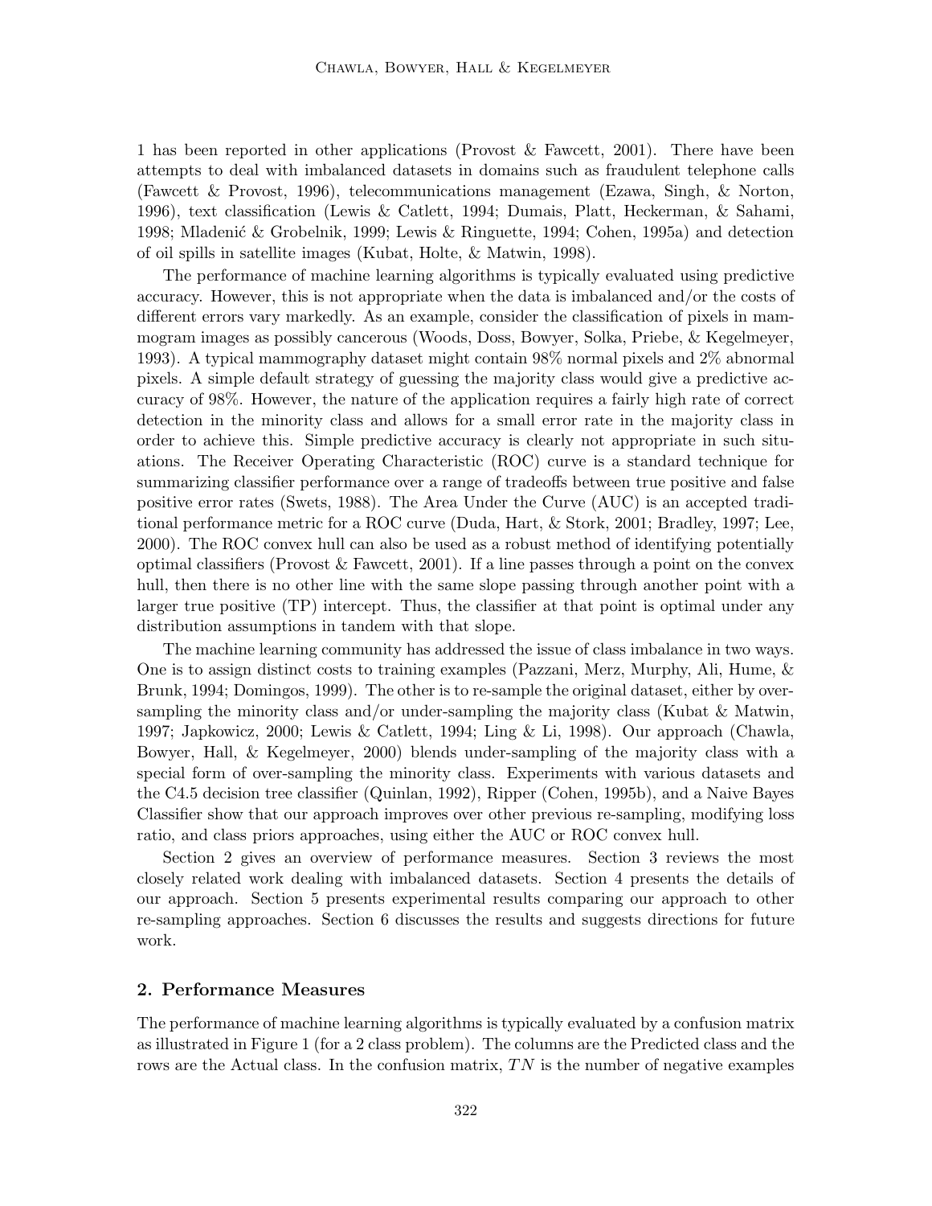1 has been reported in other applications (Provost & Fawcett, 2001). There have been attempts to deal with imbalanced datasets in domains such as fraudulent telephone calls (Fawcett & Provost, 1996), telecommunications management (Ezawa, Singh, & Norton, 1996), text classification (Lewis & Catlett, 1994; Dumais, Platt, Heckerman, & Sahami, 1998; Mladenić & Grobelnik, 1999; Lewis & Ringuette, 1994; Cohen, 1995a) and detection of oil spills in satellite images (Kubat, Holte, & Matwin, 1998).

The performance of machine learning algorithms is typically evaluated using predictive accuracy. However, this is not appropriate when the data is imbalanced and/or the costs of different errors vary markedly. As an example, consider the classification of pixels in mammogram images as possibly cancerous (Woods, Doss, Bowyer, Solka, Priebe, & Kegelmeyer, 1993). A typical mammography dataset might contain 98% normal pixels and 2% abnormal pixels. A simple default strategy of guessing the majority class would give a predictive accuracy of 98%. However, the nature of the application requires a fairly high rate of correct detection in the minority class and allows for a small error rate in the majority class in order to achieve this. Simple predictive accuracy is clearly not appropriate in such situations. The Receiver Operating Characteristic (ROC) curve is a standard technique for summarizing classifier performance over a range of tradeoffs between true positive and false positive error rates (Swets, 1988). The Area Under the Curve (AUC) is an accepted traditional performance metric for a ROC curve (Duda, Hart, & Stork, 2001; Bradley, 1997; Lee, 2000). The ROC convex hull can also be used as a robust method of identifying potentially optimal classifiers (Provost & Fawcett, 2001). If a line passes through a point on the convex hull, then there is no other line with the same slope passing through another point with a larger true positive (TP) intercept. Thus, the classifier at that point is optimal under any distribution assumptions in tandem with that slope.

The machine learning community has addressed the issue of class imbalance in two ways. One is to assign distinct costs to training examples (Pazzani, Merz, Murphy, Ali, Hume, & Brunk, 1994; Domingos, 1999). The other is to re-sample the original dataset, either by over-sampling the minority class and/or under-sampling the majority class (Kubat & Matwin, 1997; Japkowicz, 2000; Lewis & Catlett, 1994; Ling & Li, 1998). Our approach (Chawla, Bowyer, Hall, & Kegelmeyer, 2000) blends under-sampling of the majority class with a special form of over-sampling the minority class. Experiments with various datasets and the C4.5 decision tree classifier (Quinlan, 1992), Ripper (Cohen, 1995b), and a Naive Bayes Classifier show that our approach improves over other previous re-sampling, modifying loss ratio, and class priors approaches, using either the AUC or ROC convex hull.

Section 2 gives an overview of performance measures. Section 3 reviews the most closely related work dealing with imbalanced datasets. Section 4 presents the details of our approach. Section 5 presents experimental results comparing our approach to other re-sampling approaches. Section 6 discusses the results and suggests directions for future work.

## 2. Performance Measures

The performance of machine learning algorithms is typically evaluated by a confusion matrix as illustrated in Figure 1 (for a 2 class problem). The columns are the Predicted class and the rows are the Actual class. In the confusion matrix, $TN$ is the number of negative examples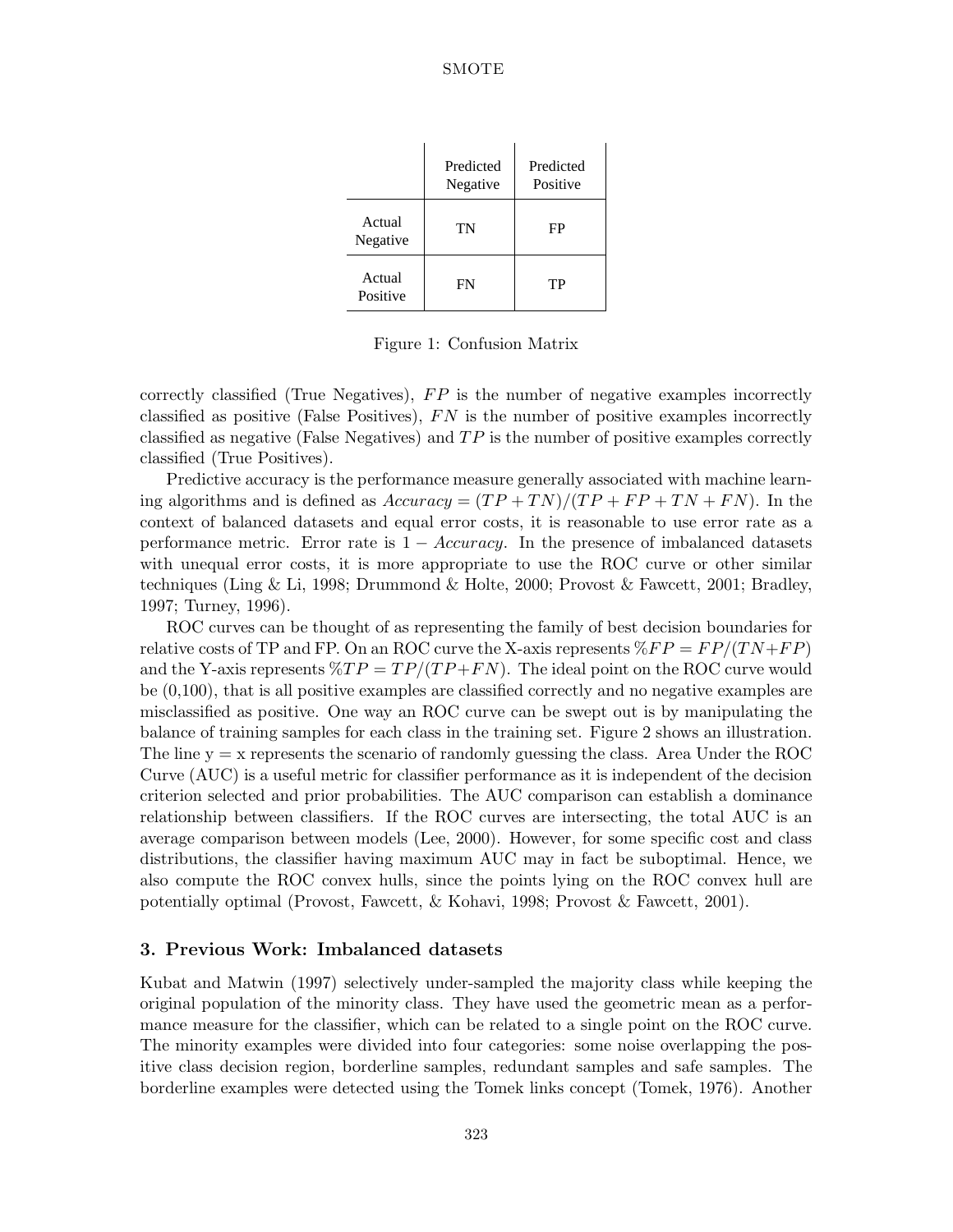| | Predicted Negative | Predicted Positive |
|---|---|---|
| Actual Negative | TN | FP |
| Actual Positive | FN | TP |

Figure 1: Confusion Matrix

correctly classified (True Negatives), $FP$ is the number of negative examples incorrectly classified as positive (False Positives), $FN$ is the number of positive examples incorrectly classified as negative (False Negatives) and $TP$ is the number of positive examples correctly classified (True Positives).

Predictive accuracy is the performance measure generally associated with machine learning algorithms and is defined as $Accuracy = (TP + TN)/(TP + FP + TN + FN)$. In the context of balanced datasets and equal error costs, it is reasonable to use error rate as a performance metric. Error rate is $1 - Accuracy$. In the presence of imbalanced datasets with unequal error costs, it is more appropriate to use the ROC curve or other similar techniques (Ling & Li, 1998; Drummond & Holte, 2000; Provost & Fawcett, 2001; Bradley, 1997; Turney, 1996).

ROC curves can be thought of as representing the family of best decision boundaries for relative costs of TP and FP. On an ROC curve the X-axis represents $\%FP = FP/(TN+FP)$ and the Y-axis represents $\%TP = TP/(TP+FN)$. The ideal point on the ROC curve would be (0,100), that is all positive examples are classified correctly and no negative examples are misclassified as positive. One way an ROC curve can be swept out is by manipulating the balance of training samples for each class in the training set. Figure 2 shows an illustration. The line y = x represents the scenario of randomly guessing the class. Area Under the ROC Curve (AUC) is a useful metric for classifier performance as it is independent of the decision criterion selected and prior probabilities. The AUC comparison can establish a dominance relationship between classifiers. If the ROC curves are intersecting, the total AUC is an average comparison between models (Lee, 2000). However, for some specific cost and class distributions, the classifier having maximum AUC may in fact be suboptimal. Hence, we also compute the ROC convex hulls, since the points lying on the ROC convex hull are potentially optimal (Provost, Fawcett, & Kohavi, 1998; Provost & Fawcett, 2001).

## 3. Previous Work: Imbalanced datasets

Kubat and Matwin (1997) selectively under-sampled the majority class while keeping the original population of the minority class. They have used the geometric mean as a performance measure for the classifier, which can be related to a single point on the ROC curve. The minority examples were divided into four categories: some noise overlapping the positive class decision region, borderline samples, redundant samples and safe samples. The borderline examples were detected using the Tomek links concept (Tomek, 1976). Another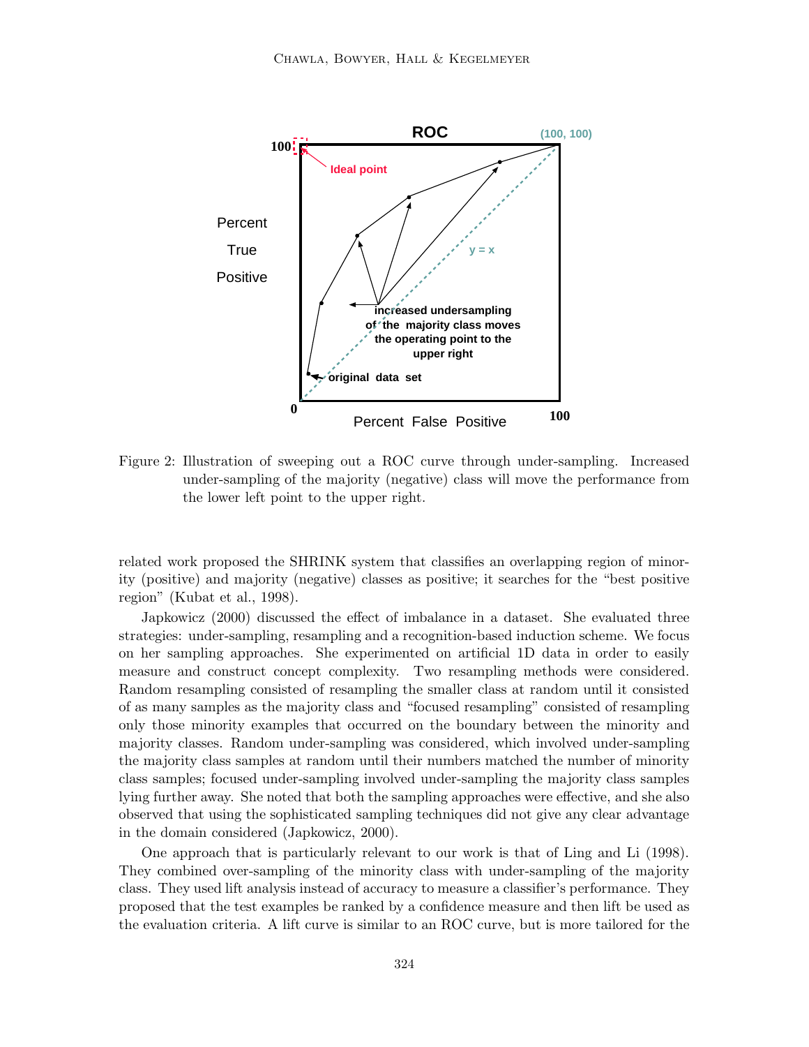Figure 2: Illustration of sweeping out a ROC curve through under-sampling. Increased under-sampling of the majority (negative) class will move the performance from the lower left point to the upper right.

related work proposed the SHRINK system that classifies an overlapping region of minority (positive) and majority (negative) classes as positive; it searches for the "best positive region" (Kubat et al., 1998).

Japkowicz (2000) discussed the effect of imbalance in a dataset. She evaluated three strategies: under-sampling, resampling and a recognition-based induction scheme. We focus on her sampling approaches. She experimented on artificial 1D data in order to easily measure and construct concept complexity. Two resampling methods were considered. Random resampling consisted of resampling the smaller class at random until it consisted of as many samples as the majority class and "focused resampling" consisted of resampling only those minority examples that occurred on the boundary between the minority and majority classes. Random under-sampling was considered, which involved under-sampling the majority class samples at random until their numbers matched the number of minority class samples; focused under-sampling involved under-sampling the majority class samples lying further away. She noted that both the sampling approaches were effective, and she also observed that using the sophisticated sampling techniques did not give any clear advantage in the domain considered (Japkowicz, 2000).

One approach that is particularly relevant to our work is that of Ling and Li (1998). They combined over-sampling of the minority class with under-sampling of the majority class. They used lift analysis instead of accuracy to measure a classifier's performance. They proposed that the test examples be ranked by a confidence measure and then lift be used as the evaluation criteria. A lift curve is similar to an ROC curve, but is more tailored for the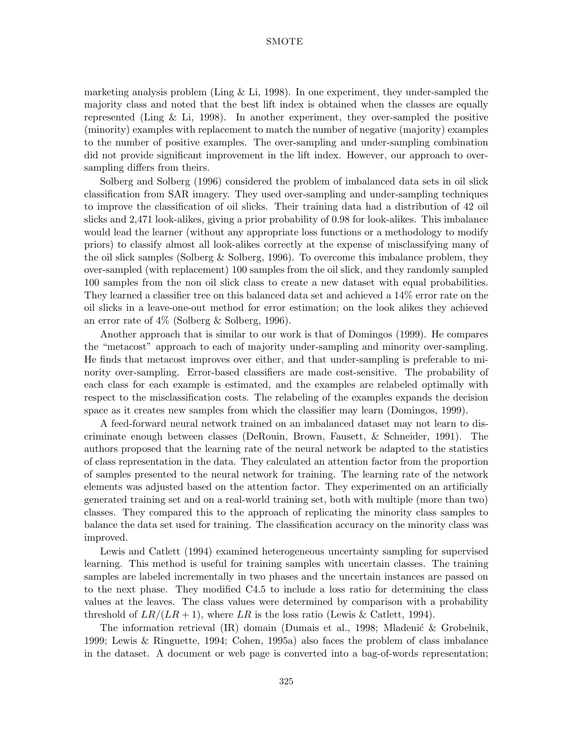marketing analysis problem (Ling & Li, 1998). In one experiment, they under-sampled the majority class and noted that the best lift index is obtained when the classes are equally represented (Ling & Li, 1998). In another experiment, they over-sampled the positive (minority) examples with replacement to match the number of negative (majority) examples to the number of positive examples. The over-sampling and under-sampling combination did not provide significant improvement in the lift index. However, our approach to over-sampling differs from theirs.

Solberg and Solberg (1996) considered the problem of imbalanced data sets in oil slick classification from SAR imagery. They used over-sampling and under-sampling techniques to improve the classification of oil slicks. Their training data had a distribution of 42 oil slicks and 2,471 look-alikes, giving a prior probability of 0.98 for look-alikes. This imbalance would lead the learner (without any appropriate loss functions or a methodology to modify priors) to classify almost all look-alikes correctly at the expense of misclassifying many of the oil slick samples (Solberg & Solberg, 1996). To overcome this imbalance problem, they over-sampled (with replacement) 100 samples from the oil slick, and they randomly sampled 100 samples from the non oil slick class to create a new dataset with equal probabilities. They learned a classifier tree on this balanced data set and achieved a 14% error rate on the oil slicks in a leave-one-out method for error estimation; on the look alikes they achieved an error rate of 4% (Solberg & Solberg, 1996).

Another approach that is similar to our work is that of Domingos (1999). He compares the "metacost" approach to each of majority under-sampling and minority over-sampling. He finds that metacost improves over either, and that under-sampling is preferable to minority over-sampling. Error-based classifiers are made cost-sensitive. The probability of each class for each example is estimated, and the examples are relabeled optimally with respect to the misclassification costs. The relabeling of the examples expands the decision space as it creates new samples from which the classifier may learn (Domingos, 1999).

A feed-forward neural network trained on an imbalanced dataset may not learn to discriminate enough between classes (DeRouin, Brown, Fausett, & Schneider, 1991). The authors proposed that the learning rate of the neural network be adapted to the statistics of class representation in the data. They calculated an attention factor from the proportion of samples presented to the neural network for training. The learning rate of the network elements was adjusted based on the attention factor. They experimented on an artificially generated training set and on a real-world training set, both with multiple (more than two) classes. They compared this to the approach of replicating the minority class samples to balance the data set used for training. The classification accuracy on the minority class was improved.

Lewis and Catlett (1994) examined heterogeneous uncertainty sampling for supervised learning. This method is useful for training samples with uncertain classes. The training samples are labeled incrementally in two phases and the uncertain instances are passed on to the next phase. They modified C4.5 to include a loss ratio for determining the class values at the leaves. The class values were determined by comparison with a probability threshold of $LR/(LR + 1)$, where $LR$ is the loss ratio (Lewis & Catlett, 1994).

The information retrieval (IR) domain (Dumais et al., 1998; Mladenić & Grobelnik, 1999; Lewis & Ringuette, 1994; Cohen, 1995a) also faces the problem of class imbalance in the dataset. A document or web page is converted into a bag-of-words representation;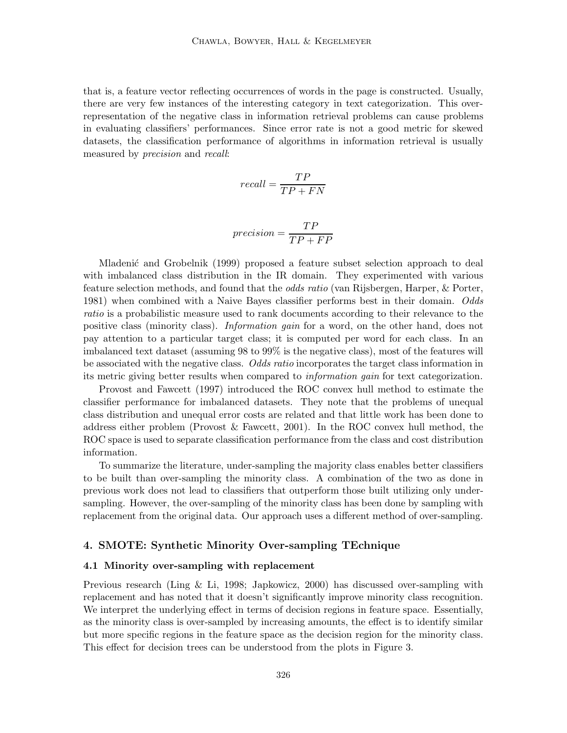that is, a feature vector reflecting occurrences of words in the page is constructed. Usually, there are very few instances of the interesting category in text categorization. This over-representation of the negative class in information retrieval problems can cause problems in evaluating classifiers' performances. Since error rate is not a good metric for skewed datasets, the classification performance of algorithms in information retrieval is usually measured by *precision* and *recall*:

$$recall = \frac{TP}{TP + FN}$$

$$precision = \frac{TP}{TP + FP}$$

Mladenić and Grobelnik (1999) proposed a feature subset selection approach to deal with imbalanced class distribution in the IR domain. They experimented with various feature selection methods, and found that the *odds ratio* (van Rijsbergen, Harper, & Porter, 1981) when combined with a Naive Bayes classifier performs best in their domain. *Odds ratio* is a probabilistic measure used to rank documents according to their relevance to the positive class (minority class). *Information gain* for a word, on the other hand, does not pay attention to a particular target class; it is computed per word for each class. In an imbalanced text dataset (assuming 98 to 99% is the negative class), most of the features will be associated with the negative class. *Odds ratio* incorporates the target class information in its metric giving better results when compared to *information gain* for text categorization.

Provost and Fawcett (1997) introduced the ROC convex hull method to estimate the classifier performance for imbalanced datasets. They note that the problems of unequal class distribution and unequal error costs are related and that little work has been done to address either problem (Provost & Fawcett, 2001). In the ROC convex hull method, the ROC space is used to separate classification performance from the class and cost distribution information.

To summarize the literature, under-sampling the majority class enables better classifiers to be built than over-sampling the minority class. A combination of the two as done in previous work does not lead to classifiers that outperform those built utilizing only under-sampling. However, the over-sampling of the minority class has been done by sampling with replacement from the original data. Our approach uses a different method of over-sampling.

## 4. SMOTE: Synthetic Minority Over-sampling TEchnique

### 4.1 Minority over-sampling with replacement

Previous research (Ling & Li, 1998; Japkowicz, 2000) has discussed over-sampling with replacement and has noted that it doesn't significantly improve minority class recognition. We interpret the underlying effect in terms of decision regions in feature space. Essentially, as the minority class is over-sampled by increasing amounts, the effect is to identify similar but more specific regions in the feature space as the decision region for the minority class. This effect for decision trees can be understood from the plots in Figure 3.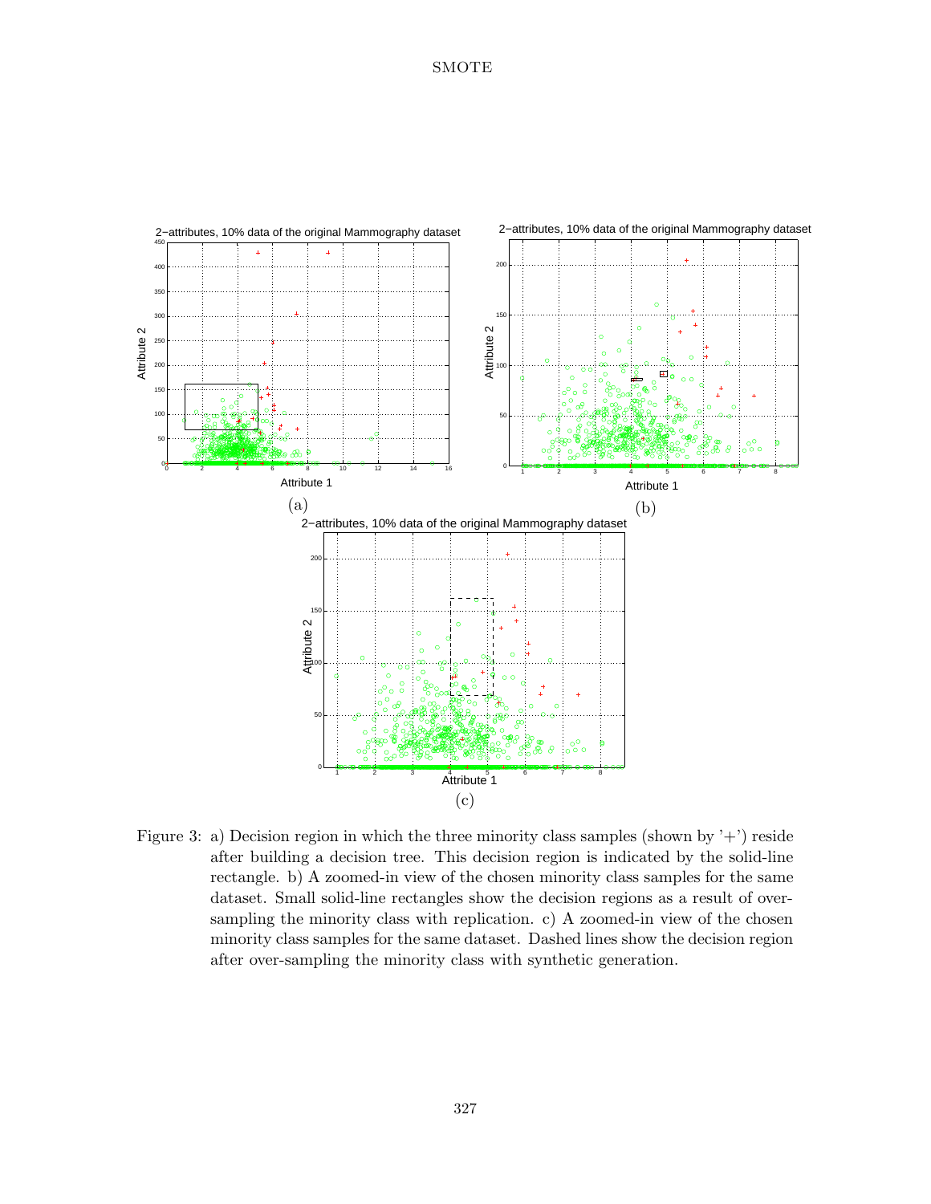Figure 3: a) Decision region in which the three minority class samples (shown by '+') reside after building a decision tree. This decision region is indicated by the solid-line rectangle. b) A zoomed-in view of the chosen minority class samples for the same dataset. Small solid-line rectangles show the decision regions as a result of over-sampling the minority class with replication. c) A zoomed-in view of the chosen minority class samples for the same dataset. Dashed lines show the decision region after over-sampling the minority class with synthetic generation.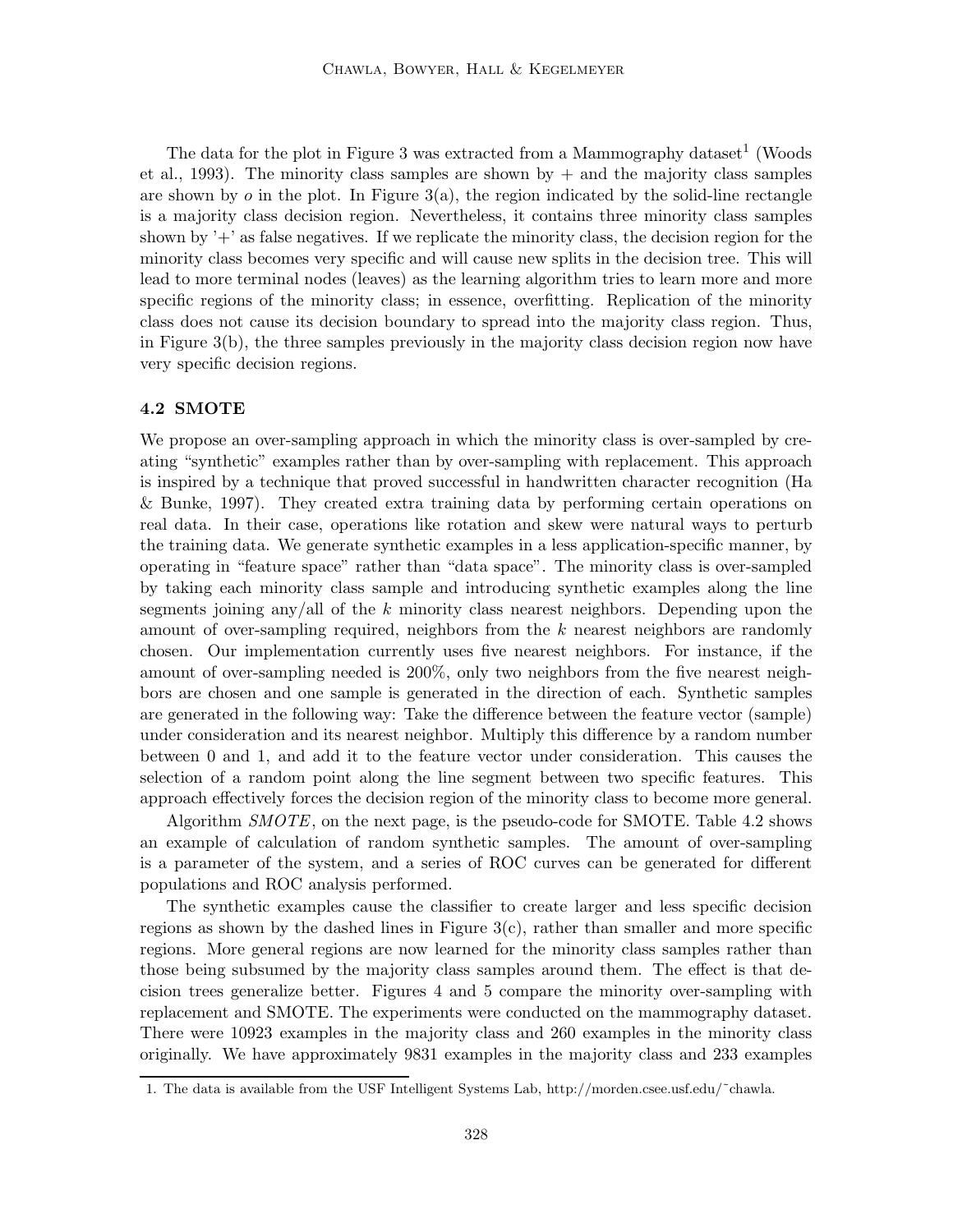The data for the plot in Figure 3 was extracted from a Mammography dataset[1] (Woods et al., 1993). The minority class samples are shown by + and the majority class samples are shown by *o* in the plot. In Figure 3(a), the region indicated by the solid-line rectangle is a majority class decision region. Nevertheless, it contains three minority class samples shown by '+' as false negatives. If we replicate the minority class, the decision region for the minority class becomes very specific and will cause new splits in the decision tree. This will lead to more terminal nodes (leaves) as the learning algorithm tries to learn more and more specific regions of the minority class; in essence, overfitting. Replication of the minority class does not cause its decision boundary to spread into the majority class region. Thus, in Figure 3(b), the three samples previously in the majority class decision region now have very specific decision regions.

### 4.2 SMOTE

We propose an over-sampling approach in which the minority class is over-sampled by creating "synthetic" examples rather than by over-sampling with replacement. This approach is inspired by a technique that proved successful in handwritten character recognition (Ha & Bunke, 1997). They created extra training data by performing certain operations on real data. In their case, operations like rotation and skew were natural ways to perturb the training data. We generate synthetic examples in a less application-specific manner, by operating in "feature space" rather than "data space". The minority class is over-sampled by taking each minority class sample and introducing synthetic examples along the line segments joining any/all of the $k$ minority class nearest neighbors. Depending upon the amount of over-sampling required, neighbors from the $k$ nearest neighbors are randomly chosen. Our implementation currently uses five nearest neighbors. For instance, if the amount of over-sampling needed is 200%, only two neighbors from the five nearest neighbors are chosen and one sample is generated in the direction of each. Synthetic samples are generated in the following way: Take the difference between the feature vector (sample) under consideration and its nearest neighbor. Multiply this difference by a random number between 0 and 1, and add it to the feature vector under consideration. This causes the selection of a random point along the line segment between two specific features. This approach effectively forces the decision region of the minority class to become more general.

Algorithm *SMOTE*, on the next page, is the pseudo-code for SMOTE. Table 4.2 shows an example of calculation of random synthetic samples. The amount of over-sampling is a parameter of the system, and a series of ROC curves can be generated for different populations and ROC analysis performed.

The synthetic examples cause the classifier to create larger and less specific decision regions as shown by the dashed lines in Figure 3(c), rather than smaller and more specific regions. More general regions are now learned for the minority class samples rather than those being subsumed by the majority class samples around them. The effect is that decision trees generalize better. Figures 4 and 5 compare the minority over-sampling with replacement and SMOTE. The experiments were conducted on the mammography dataset. There were 10923 examples in the majority class and 260 examples in the minority class originally. We have approximately 9831 examples in the majority class and 233 examples

1. The data is available from the USF Intelligent Systems Lab, http://morden.csee.usf.edu/~chawla.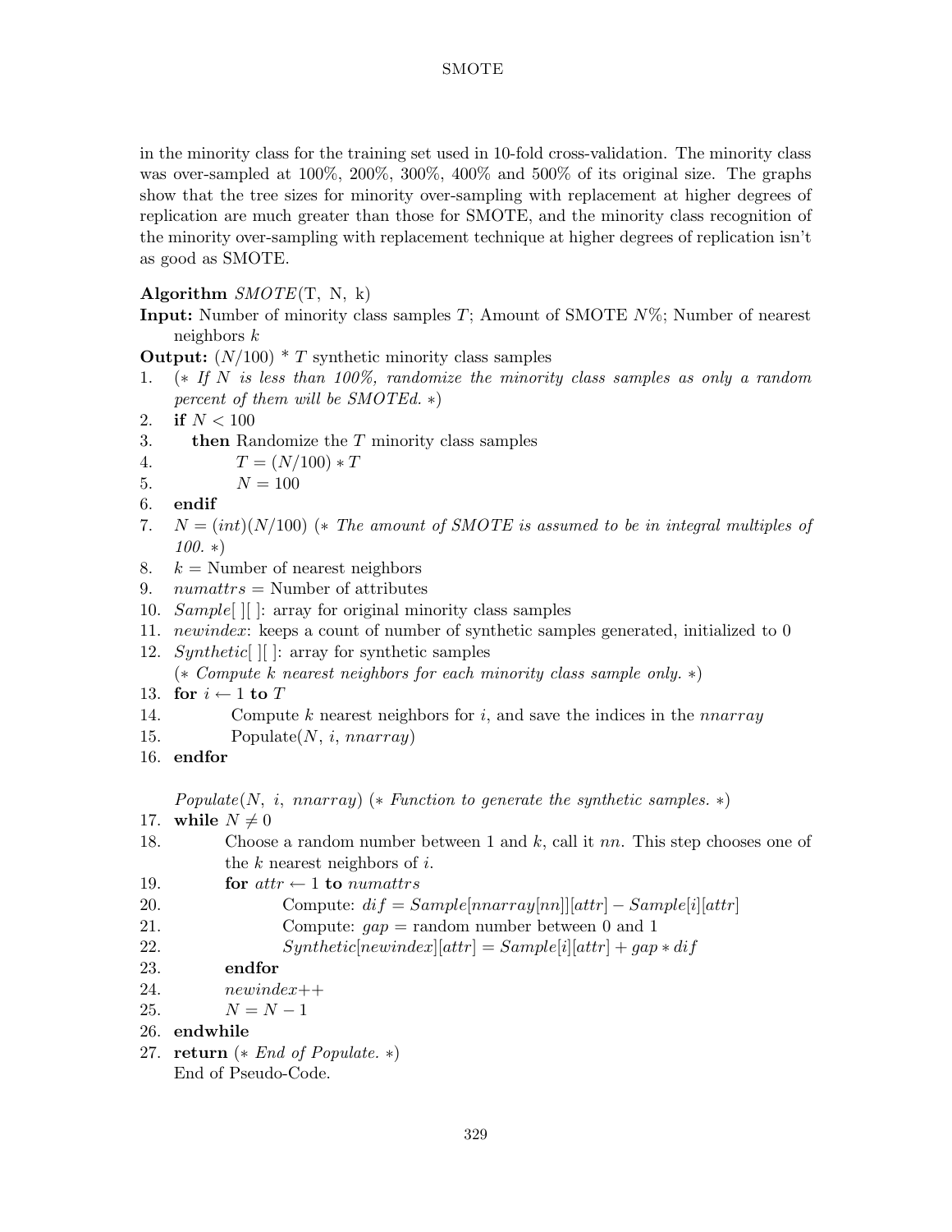in the minority class for the training set used in 10-fold cross-validation. The minority class was over-sampled at 100%, 200%, 300%, 400% and 500% of its original size. The graphs show that the tree sizes for minority over-sampling with replacement at higher degrees of replication are much greater than those for SMOTE, and the minority class recognition of the minority over-sampling with replacement technique at higher degrees of replication isn't as good as SMOTE.

**Algorithm** *SMOTE*(T, N, k)
**Input:** Number of minority class samples $T$; Amount of SMOTE $N\%$; Number of nearest neighbors $k$
**Output:** $(N/100) * T$ synthetic minority class samples

1. (∗ *If N is less than 100%, randomize the minority class samples as only a random percent of them will be SMOTEd.* ∗)
2. **if** $N < 100$
3. **then** Randomize the $T$ minority class samples
4. $T = (N/100) * T$
5. $N = 100$
6. **endif**
7. $N = (int)(N/100)$ (∗ *The amount of SMOTE is assumed to be in integral multiples of 100.* ∗)
8. $k$ = Number of nearest neighbors
9. $numattrs$ = Number of attributes
10. $Sample[\,][\,]$: array for original minority class samples
11. $newindex$: keeps a count of number of synthetic samples generated, initialized to 0
12. $Synthetic[\,][\,]$: array for synthetic samples
    (∗ *Compute k nearest neighbors for each minority class sample only.* ∗)
13. **for** $i \leftarrow 1$ **to** $T$
14. Compute $k$ nearest neighbors for $i$, and save the indices in the $nnarray$
15. Populate($N$, $i$, $nnarray$)
16. **endfor**

*Populate*($N$, $i$, $nnarray$) (∗ *Function to generate the synthetic samples.* ∗)

17. **while** $N \neq 0$
18. Choose a random number between 1 and $k$, call it $nn$. This step chooses one of the $k$ nearest neighbors of $i$.
19. **for** $attr \leftarrow 1$ **to** $numattrs$
20. Compute: $dif = Sample[nnarray[nn]][attr] - Sample[i][attr]$
21. Compute: $gap$ = random number between 0 and 1
22. $Synthetic[newindex][attr] = Sample[i][attr] + gap * dif$
23. **endfor**
24. $newindex$++
25. $N = N - 1$
26. **endwhile**
27. **return** (∗ *End of Populate.* ∗)
    End of Pseudo-Code.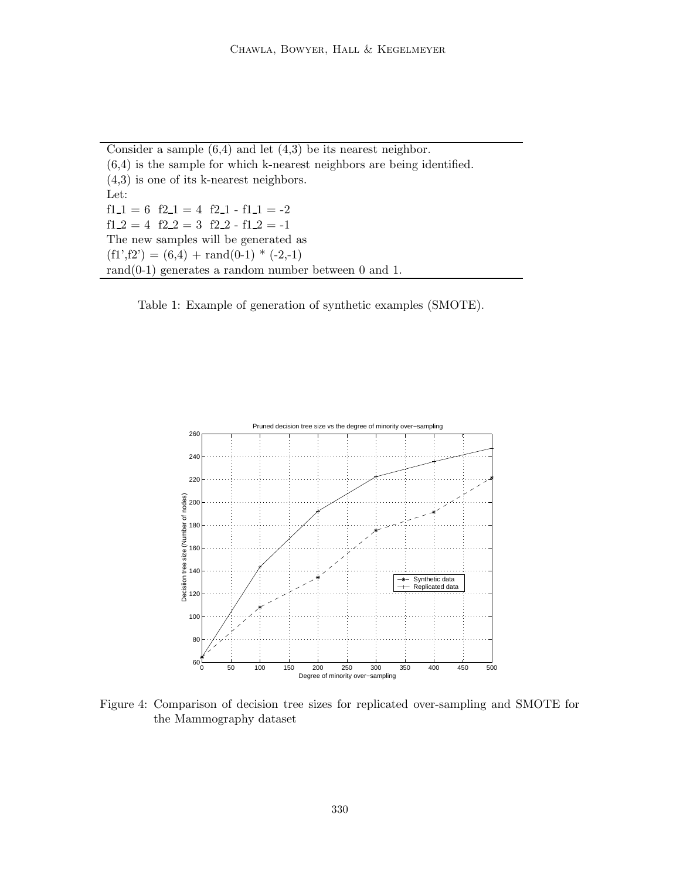| Consider a sample (6,4) and let (4,3) be its nearest neighbor. |
|---|
| (6,4) is the sample for which k-nearest neighbors are being identified. |
| (4,3) is one of its k-nearest neighbors. |
| Let: |
| $f1\_1 = 6$ $f2\_1 = 4$ $f2\_1 - f1\_1 = -2$ |
| $f1\_2 = 4$ $f2\_2 = 3$ $f2\_2 - f1\_2 = -1$ |
| The new samples will be generated as |
| $(f1',f2') = (6,4) + rand(0\text{-}1) * (-2,-1)$ |
| rand(0-1) generates a random number between 0 and 1. |

Table 1: Example of generation of synthetic examples (SMOTE).

Figure 4: Comparison of decision tree sizes for replicated over-sampling and SMOTE for the Mammography dataset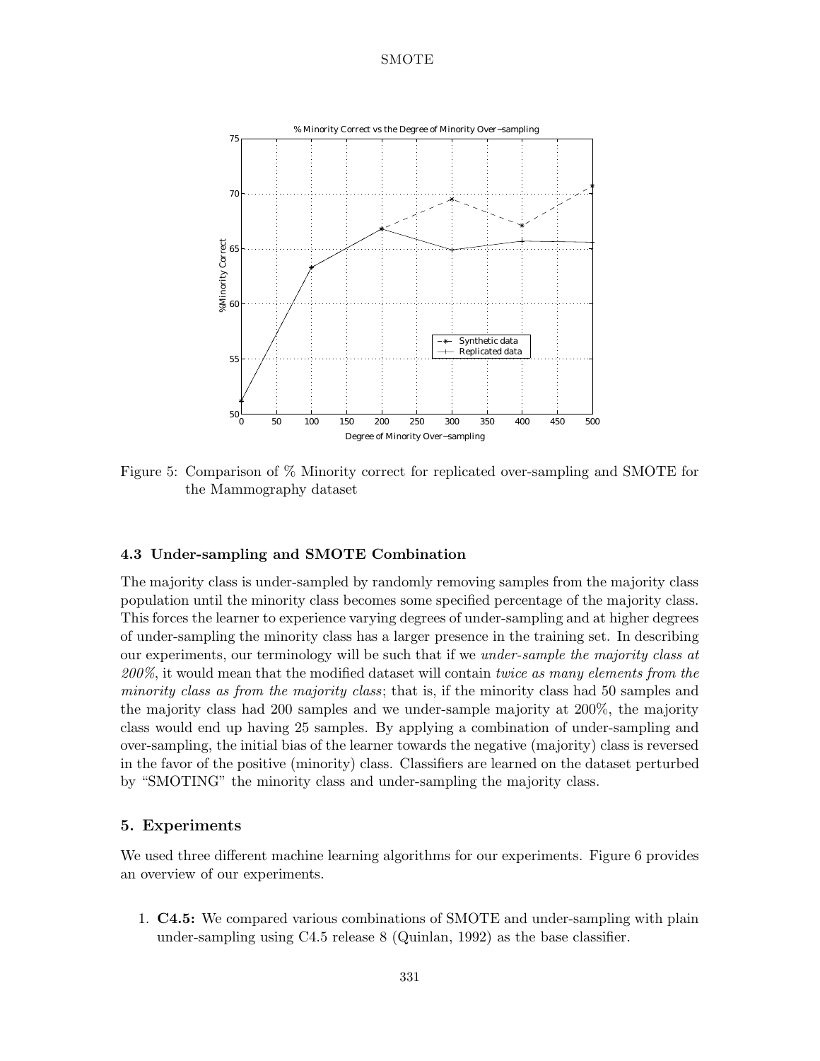Figure 5: Comparison of % Minority correct for replicated over-sampling and SMOTE for the Mammography dataset

### 4.3 Under-sampling and SMOTE Combination

The majority class is under-sampled by randomly removing samples from the majority class population until the minority class becomes some specified percentage of the majority class. This forces the learner to experience varying degrees of under-sampling and at higher degrees of under-sampling the minority class has a larger presence in the training set. In describing our experiments, our terminology will be such that if we *under-sample the majority class at 200%*, it would mean that the modified dataset will contain *twice as many elements from the minority class as from the majority class*; that is, if the minority class had 50 samples and the majority class had 200 samples and we under-sample majority at 200%, the majority class would end up having 25 samples. By applying a combination of under-sampling and over-sampling, the initial bias of the learner towards the negative (majority) class is reversed in the favor of the positive (minority) class. Classifiers are learned on the dataset perturbed by "SMOTING" the minority class and under-sampling the majority class.

## 5. Experiments

We used three different machine learning algorithms for our experiments. Figure 6 provides an overview of our experiments.

1. **C4.5:** We compared various combinations of SMOTE and under-sampling with plain under-sampling using C4.5 release 8 (Quinlan, 1992) as the base classifier.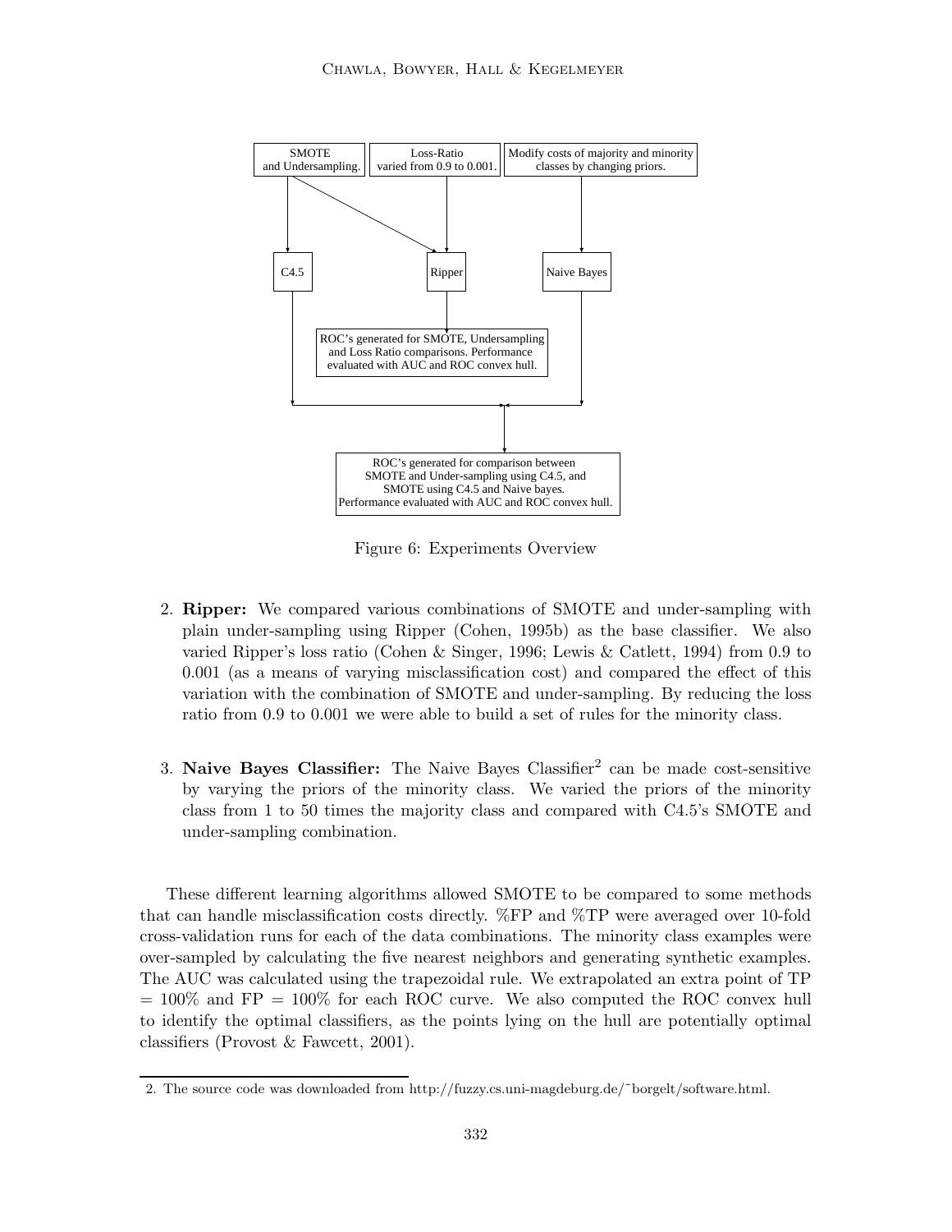Figure 6: Experiments Overview

2. **Ripper:** We compared various combinations of SMOTE and under-sampling with plain under-sampling using Ripper (Cohen, 1995b) as the base classifier. We also varied Ripper's loss ratio (Cohen & Singer, 1996; Lewis & Catlett, 1994) from 0.9 to 0.001 (as a means of varying misclassification cost) and compared the effect of this variation with the combination of SMOTE and under-sampling. By reducing the loss ratio from 0.9 to 0.001 we were able to build a set of rules for the minority class.

3. **Naive Bayes Classifier:** The Naive Bayes Classifier[2] can be made cost-sensitive by varying the priors of the minority class. We varied the priors of the minority class from 1 to 50 times the majority class and compared with C4.5's SMOTE and under-sampling combination.

These different learning algorithms allowed SMOTE to be compared to some methods that can handle misclassification costs directly. %FP and %TP were averaged over 10-fold cross-validation runs for each of the data combinations. The minority class examples were over-sampled by calculating the five nearest neighbors and generating synthetic examples. The AUC was calculated using the trapezoidal rule. We extrapolated an extra point of TP = 100% and FP = 100% for each ROC curve. We also computed the ROC convex hull to identify the optimal classifiers, as the points lying on the hull are potentially optimal classifiers (Provost & Fawcett, 2001).

2. The source code was downloaded from http://fuzzy.cs.uni-magdeburg.de/˜borgelt/software.html.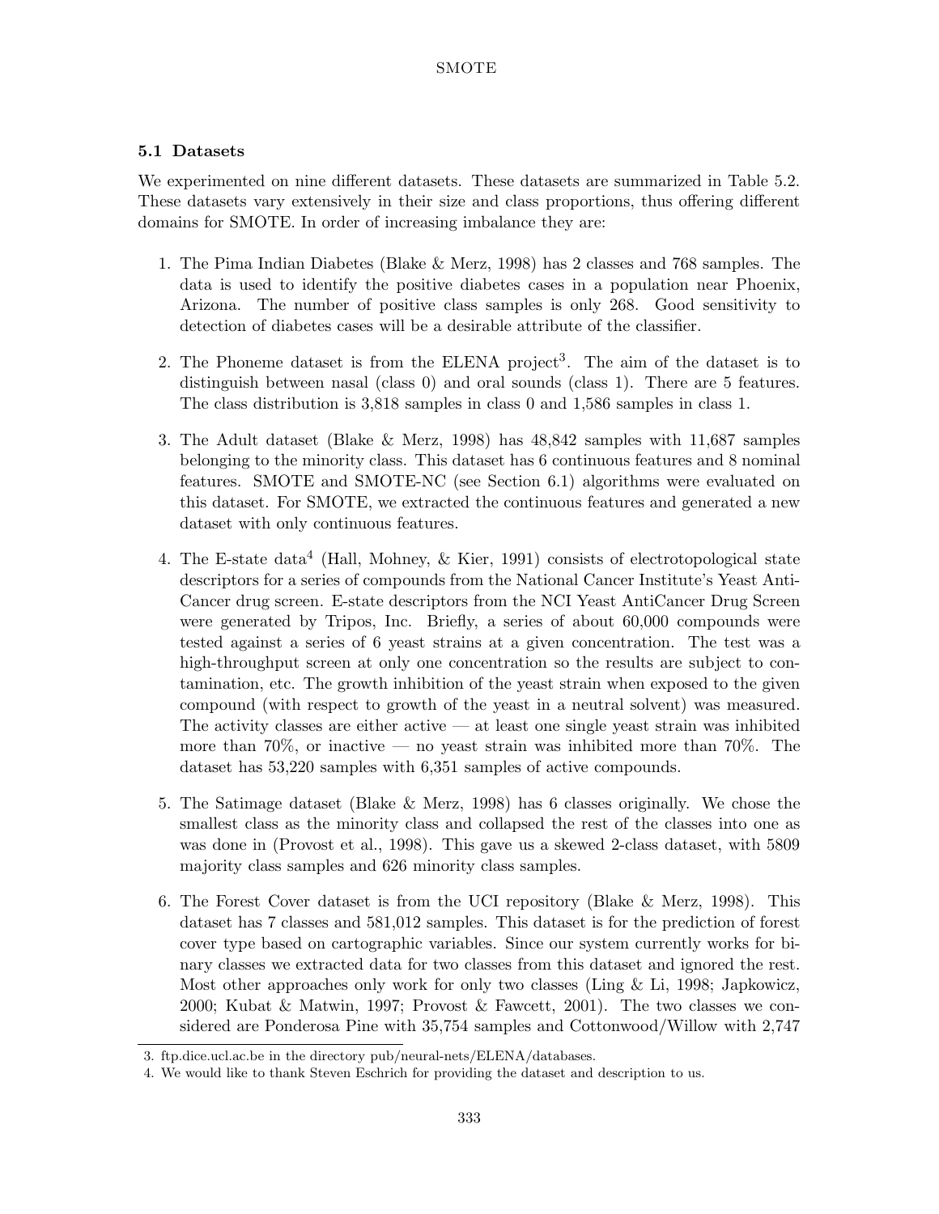### 5.1 Datasets

We experimented on nine different datasets. These datasets are summarized in Table 5.2. These datasets vary extensively in their size and class proportions, thus offering different domains for SMOTE. In order of increasing imbalance they are:

1. The Pima Indian Diabetes (Blake & Merz, 1998) has 2 classes and 768 samples. The data is used to identify the positive diabetes cases in a population near Phoenix, Arizona. The number of positive class samples is only 268. Good sensitivity to detection of diabetes cases will be a desirable attribute of the classifier.

2. The Phoneme dataset is from the ELENA project[3]. The aim of the dataset is to distinguish between nasal (class 0) and oral sounds (class 1). There are 5 features. The class distribution is 3,818 samples in class 0 and 1,586 samples in class 1.

3. The Adult dataset (Blake & Merz, 1998) has 48,842 samples with 11,687 samples belonging to the minority class. This dataset has 6 continuous features and 8 nominal features. SMOTE and SMOTE-NC (see Section 6.1) algorithms were evaluated on this dataset. For SMOTE, we extracted the continuous features and generated a new dataset with only continuous features.

4. The E-state data[4] (Hall, Mohney, & Kier, 1991) consists of electrotopological state descriptors for a series of compounds from the National Cancer Institute's Yeast Anti-Cancer drug screen. E-state descriptors from the NCI Yeast AntiCancer Drug Screen were generated by Tripos, Inc. Briefly, a series of about 60,000 compounds were tested against a series of 6 yeast strains at a given concentration. The test was a high-throughput screen at only one concentration so the results are subject to contamination, etc. The growth inhibition of the yeast strain when exposed to the given compound (with respect to growth of the yeast in a neutral solvent) was measured. The activity classes are either active — at least one single yeast strain was inhibited more than 70%, or inactive — no yeast strain was inhibited more than 70%. The dataset has 53,220 samples with 6,351 samples of active compounds.

5. The Satimage dataset (Blake & Merz, 1998) has 6 classes originally. We chose the smallest class as the minority class and collapsed the rest of the classes into one as was done in (Provost et al., 1998). This gave us a skewed 2-class dataset, with 5809 majority class samples and 626 minority class samples.

6. The Forest Cover dataset is from the UCI repository (Blake & Merz, 1998). This dataset has 7 classes and 581,012 samples. This dataset is for the prediction of forest cover type based on cartographic variables. Since our system currently works for binary classes we extracted data for two classes from this dataset and ignored the rest. Most other approaches only work for only two classes (Ling & Li, 1998; Japkowicz, 2000; Kubat & Matwin, 1997; Provost & Fawcett, 2001). The two classes we considered are Ponderosa Pine with 35,754 samples and Cottonwood/Willow with 2,747

3. ftp.dice.ucl.ac.be in the directory pub/neural-nets/ELENA/databases.
4. We would like to thank Steven Eschrich for providing the dataset and description to us.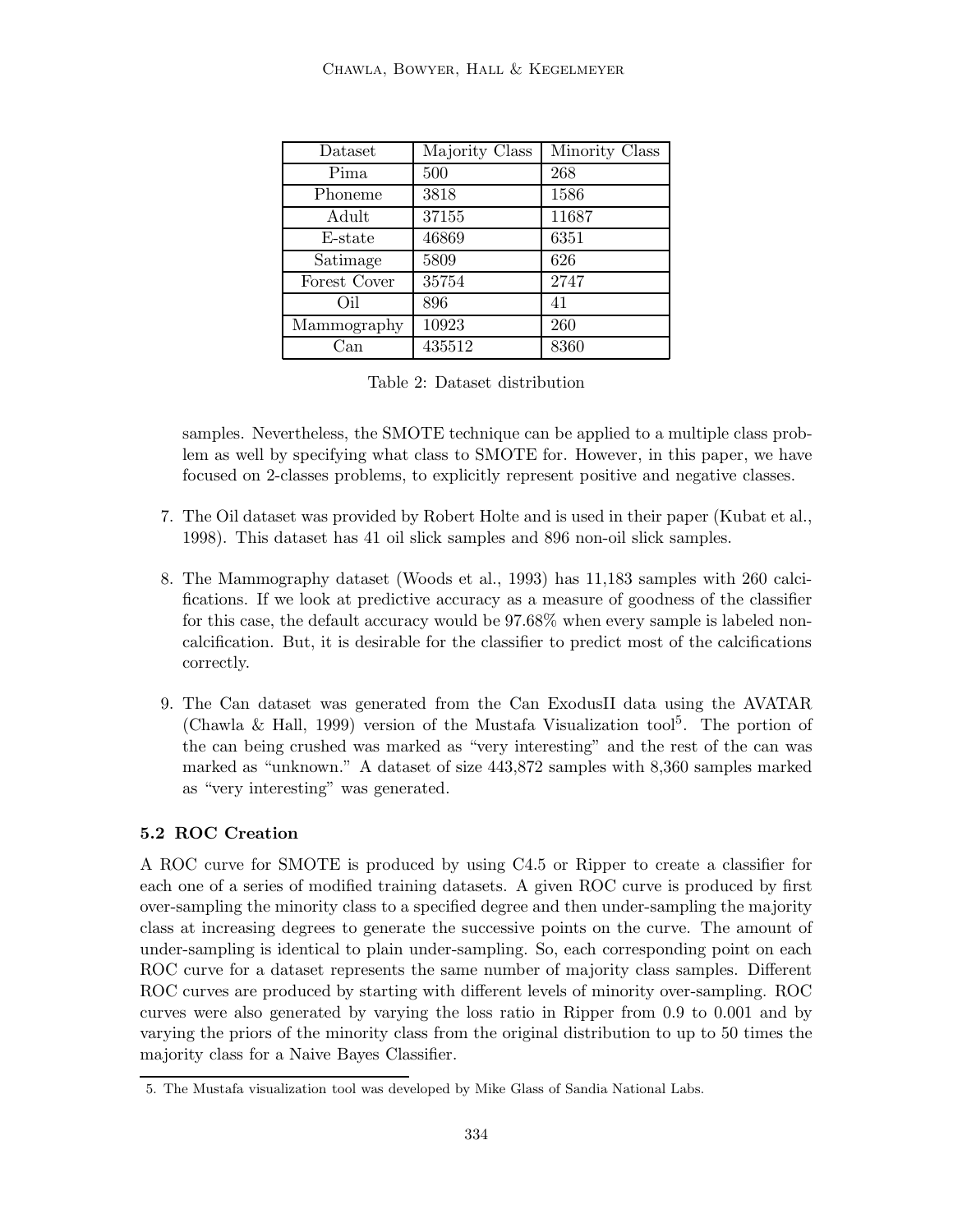| Dataset | Majority Class | Minority Class |
|---|---|---|
| Pima | 500 | 268 |
| Phoneme | 3818 | 1586 |
| Adult | 37155 | 11687 |
| E-state | 46869 | 6351 |
| Satimage | 5809 | 626 |
| Forest Cover | 35754 | 2747 |
| Oil | 896 | 41 |
| Mammography | 10923 | 260 |
| Can | 435512 | 8360 |

Table 2: Dataset distribution

samples. Nevertheless, the SMOTE technique can be applied to a multiple class problem as well by specifying what class to SMOTE for. However, in this paper, we have focused on 2-classes problems, to explicitly represent positive and negative classes.

7. The Oil dataset was provided by Robert Holte and is used in their paper (Kubat et al., 1998). This dataset has 41 oil slick samples and 896 non-oil slick samples.

8. The Mammography dataset (Woods et al., 1993) has 11,183 samples with 260 calcifications. If we look at predictive accuracy as a measure of goodness of the classifier for this case, the default accuracy would be 97.68% when every sample is labeled non-calcification. But, it is desirable for the classifier to predict most of the calcifications correctly.

9. The Can dataset was generated from the Can ExodusII data using the AVATAR (Chawla & Hall, 1999) version of the Mustafa Visualization tool[5]. The portion of the can being crushed was marked as "very interesting" and the rest of the can was marked as "unknown." A dataset of size 443,872 samples with 8,360 samples marked as "very interesting" was generated.

### 5.2 ROC Creation

A ROC curve for SMOTE is produced by using C4.5 or Ripper to create a classifier for each one of a series of modified training datasets. A given ROC curve is produced by first over-sampling the minority class to a specified degree and then under-sampling the majority class at increasing degrees to generate the successive points on the curve. The amount of under-sampling is identical to plain under-sampling. So, each corresponding point on each ROC curve for a dataset represents the same number of majority class samples. Different ROC curves are produced by starting with different levels of minority over-sampling. ROC curves were also generated by varying the loss ratio in Ripper from 0.9 to 0.001 and by varying the priors of the minority class from the original distribution to up to 50 times the majority class for a Naive Bayes Classifier.

5. The Mustafa visualization tool was developed by Mike Glass of Sandia National Labs.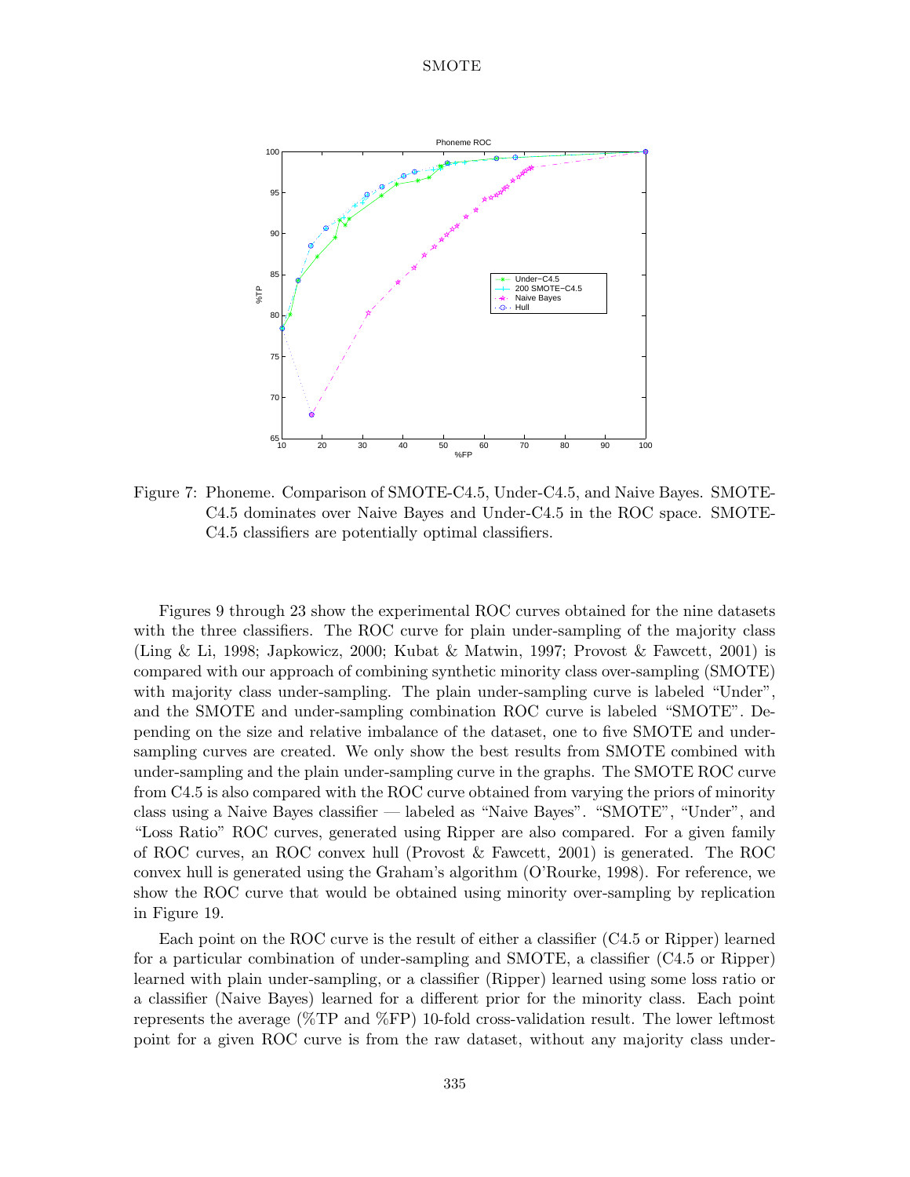Figure 7: Phoneme. Comparison of SMOTE-C4.5, Under-C4.5, and Naive Bayes. SMOTE-C4.5 dominates over Naive Bayes and Under-C4.5 in the ROC space. SMOTE-C4.5 classifiers are potentially optimal classifiers.

Figures 9 through 23 show the experimental ROC curves obtained for the nine datasets with the three classifiers. The ROC curve for plain under-sampling of the majority class (Ling & Li, 1998; Japkowicz, 2000; Kubat & Matwin, 1997; Provost & Fawcett, 2001) is compared with our approach of combining synthetic minority class over-sampling (SMOTE) with majority class under-sampling. The plain under-sampling curve is labeled "Under", and the SMOTE and under-sampling combination ROC curve is labeled "SMOTE". Depending on the size and relative imbalance of the dataset, one to five SMOTE and under-sampling curves are created. We only show the best results from SMOTE combined with under-sampling and the plain under-sampling curve in the graphs. The SMOTE ROC curve from C4.5 is also compared with the ROC curve obtained from varying the priors of minority class using a Naive Bayes classifier — labeled as "Naive Bayes". "SMOTE", "Under", and "Loss Ratio" ROC curves, generated using Ripper are also compared. For a given family of ROC curves, an ROC convex hull (Provost & Fawcett, 2001) is generated. The ROC convex hull is generated using the Graham's algorithm (O'Rourke, 1998). For reference, we show the ROC curve that would be obtained using minority over-sampling by replication in Figure 19.

Each point on the ROC curve is the result of either a classifier (C4.5 or Ripper) learned for a particular combination of under-sampling and SMOTE, a classifier (C4.5 or Ripper) learned with plain under-sampling, or a classifier (Ripper) learned using some loss ratio or a classifier (Naive Bayes) learned for a different prior for the minority class. Each point represents the average (%TP and %FP) 10-fold cross-validation result. The lower leftmost point for a given ROC curve is from the raw dataset, without any majority class under-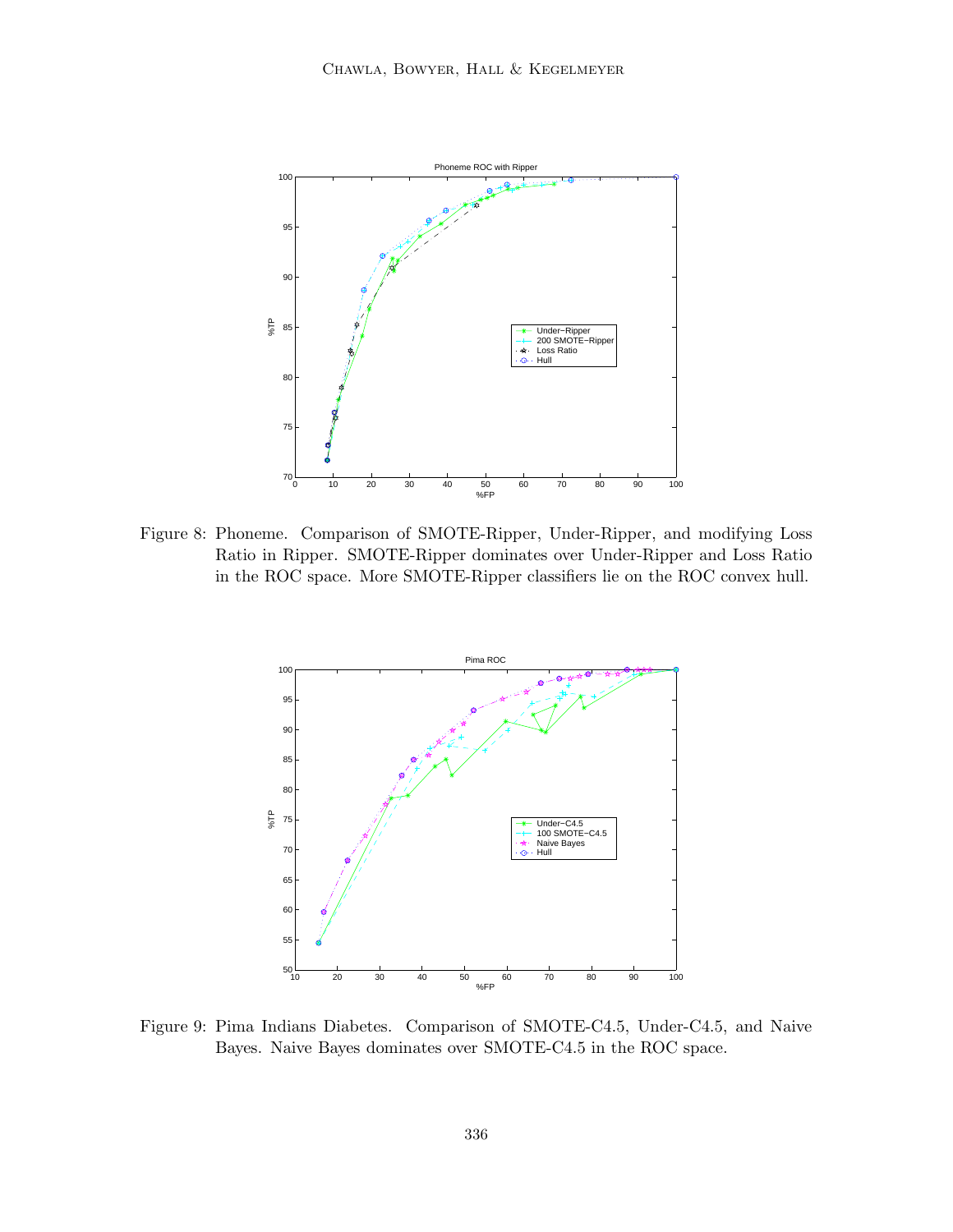Figure 8: Phoneme. Comparison of SMOTE-Ripper, Under-Ripper, and modifying Loss Ratio in Ripper. SMOTE-Ripper dominates over Under-Ripper and Loss Ratio in the ROC space. More SMOTE-Ripper classifiers lie on the ROC convex hull.

Figure 9: Pima Indians Diabetes. Comparison of SMOTE-C4.5, Under-C4.5, and Naive Bayes. Naive Bayes dominates over SMOTE-C4.5 in the ROC space.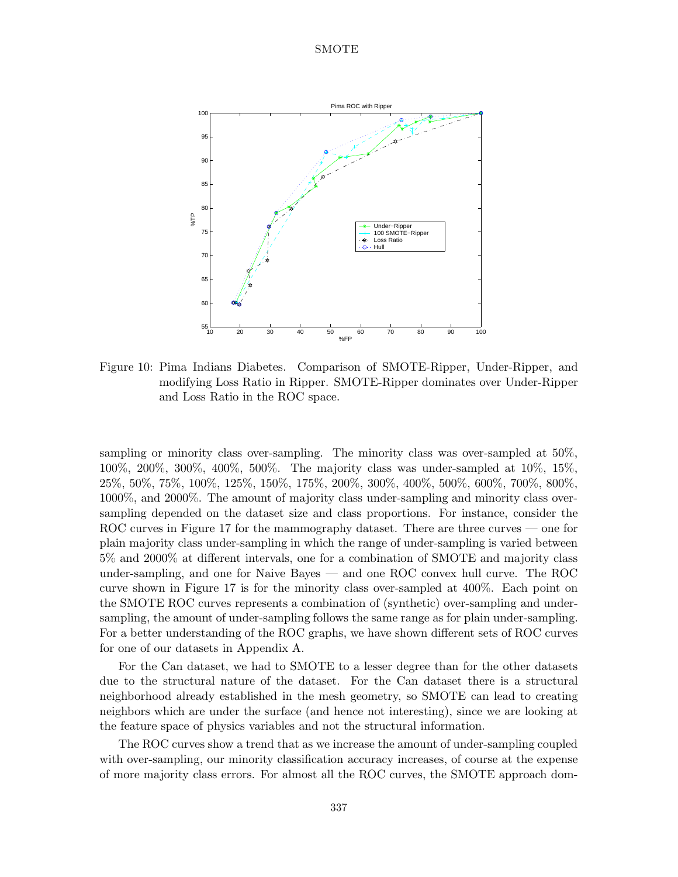Figure 10: Pima Indians Diabetes. Comparison of SMOTE-Ripper, Under-Ripper, and modifying Loss Ratio in Ripper. SMOTE-Ripper dominates over Under-Ripper and Loss Ratio in the ROC space.

sampling or minority class over-sampling. The minority class was over-sampled at 50%, 100%, 200%, 300%, 400%, 500%. The majority class was under-sampled at 10%, 15%, 25%, 50%, 75%, 100%, 125%, 150%, 175%, 200%, 300%, 400%, 500%, 600%, 700%, 800%, 1000%, and 2000%. The amount of majority class under-sampling and minority class over-sampling depended on the dataset size and class proportions. For instance, consider the ROC curves in Figure 17 for the mammography dataset. There are three curves — one for plain majority class under-sampling in which the range of under-sampling is varied between 5% and 2000% at different intervals, one for a combination of SMOTE and majority class under-sampling, and one for Naive Bayes — and one ROC convex hull curve. The ROC curve shown in Figure 17 is for the minority class over-sampled at 400%. Each point on the SMOTE ROC curves represents a combination of (synthetic) over-sampling and under-sampling, the amount of under-sampling follows the same range as for plain under-sampling. For a better understanding of the ROC graphs, we have shown different sets of ROC curves for one of our datasets in Appendix A.

For the Can dataset, we had to SMOTE to a lesser degree than for the other datasets due to the structural nature of the dataset. For the Can dataset there is a structural neighborhood already established in the mesh geometry, so SMOTE can lead to creating neighbors which are under the surface (and hence not interesting), since we are looking at the feature space of physics variables and not the structural information.

The ROC curves show a trend that as we increase the amount of under-sampling coupled with over-sampling, our minority classification accuracy increases, of course at the expense of more majority class errors. For almost all the ROC curves, the SMOTE approach dom-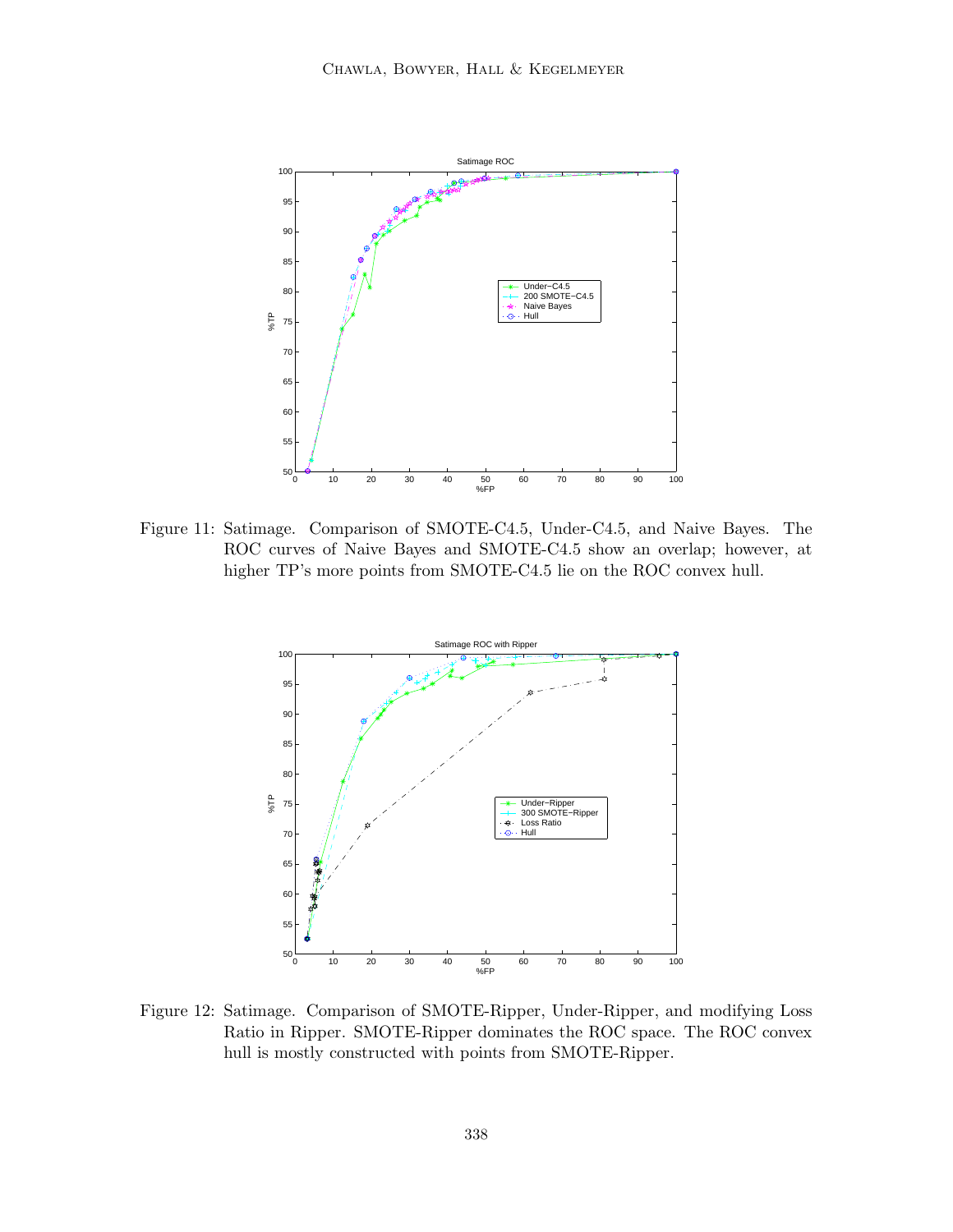Figure 11: Satimage. Comparison of SMOTE-C4.5, Under-C4.5, and Naive Bayes. The ROC curves of Naive Bayes and SMOTE-C4.5 show an overlap; however, at higher TP's more points from SMOTE-C4.5 lie on the ROC convex hull.

Figure 12: Satimage. Comparison of SMOTE-Ripper, Under-Ripper, and modifying Loss Ratio in Ripper. SMOTE-Ripper dominates the ROC space. The ROC convex hull is mostly constructed with points from SMOTE-Ripper.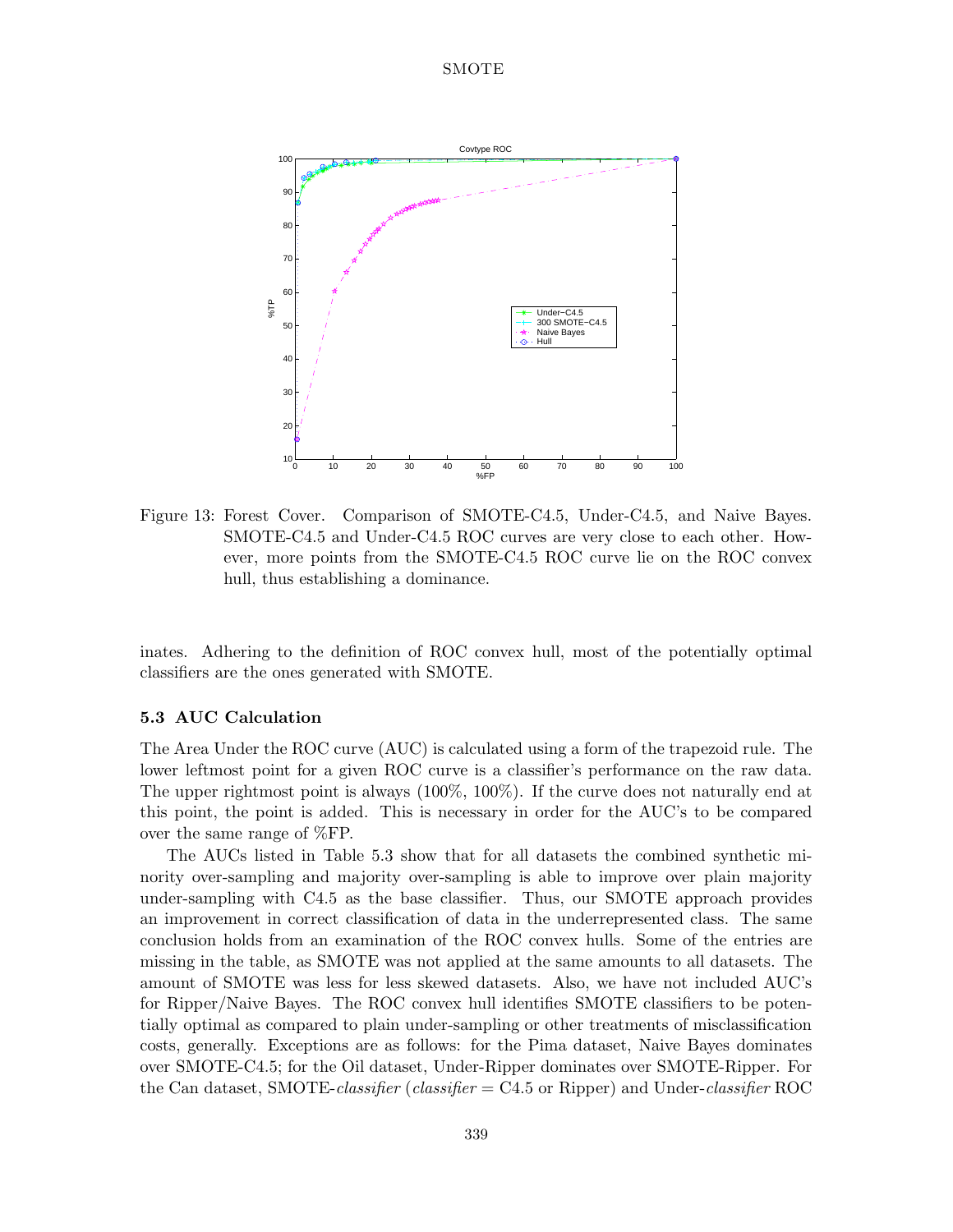Figure 13: Forest Cover. Comparison of SMOTE-C4.5, Under-C4.5, and Naive Bayes. SMOTE-C4.5 and Under-C4.5 ROC curves are very close to each other. However, more points from the SMOTE-C4.5 ROC curve lie on the ROC convex hull, thus establishing a dominance.

inates. Adhering to the definition of ROC convex hull, most of the potentially optimal classifiers are the ones generated with SMOTE.

### 5.3 AUC Calculation

The Area Under the ROC curve (AUC) is calculated using a form of the trapezoid rule. The lower leftmost point for a given ROC curve is a classifier's performance on the raw data. The upper rightmost point is always (100%, 100%). If the curve does not naturally end at this point, the point is added. This is necessary in order for the AUC's to be compared over the same range of %FP.

The AUCs listed in Table 5.3 show that for all datasets the combined synthetic minority over-sampling and majority over-sampling is able to improve over plain majority under-sampling with C4.5 as the base classifier. Thus, our SMOTE approach provides an improvement in correct classification of data in the underrepresented class. The same conclusion holds from an examination of the ROC convex hulls. Some of the entries are missing in the table, as SMOTE was not applied at the same amounts to all datasets. The amount of SMOTE was less for less skewed datasets. Also, we have not included AUC's for Ripper/Naive Bayes. The ROC convex hull identifies SMOTE classifiers to be potentially optimal as compared to plain under-sampling or other treatments of misclassification costs, generally. Exceptions are as follows: for the Pima dataset, Naive Bayes dominates over SMOTE-C4.5; for the Oil dataset, Under-Ripper dominates over SMOTE-Ripper. For the Can dataset, SMOTE-*classifier* (*classifier* = C4.5 or Ripper) and Under-*classifier* ROC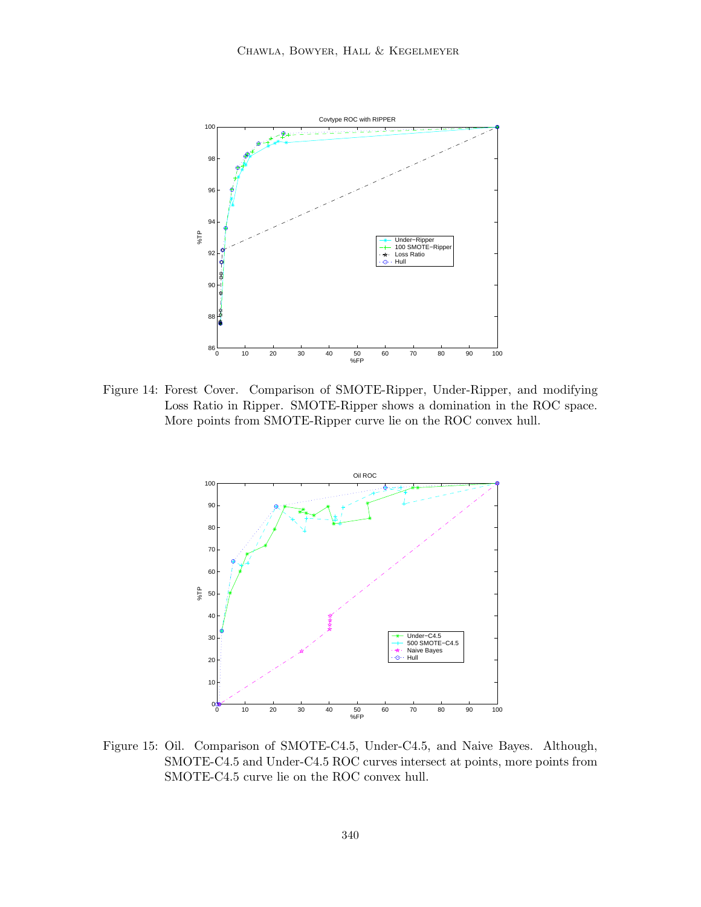Figure 14: Forest Cover. Comparison of SMOTE-Ripper, Under-Ripper, and modifying Loss Ratio in Ripper. SMOTE-Ripper shows a domination in the ROC space. More points from SMOTE-Ripper curve lie on the ROC convex hull.

Figure 15: Oil. Comparison of SMOTE-C4.5, Under-C4.5, and Naive Bayes. Although, SMOTE-C4.5 and Under-C4.5 ROC curves intersect at points, more points from SMOTE-C4.5 curve lie on the ROC convex hull.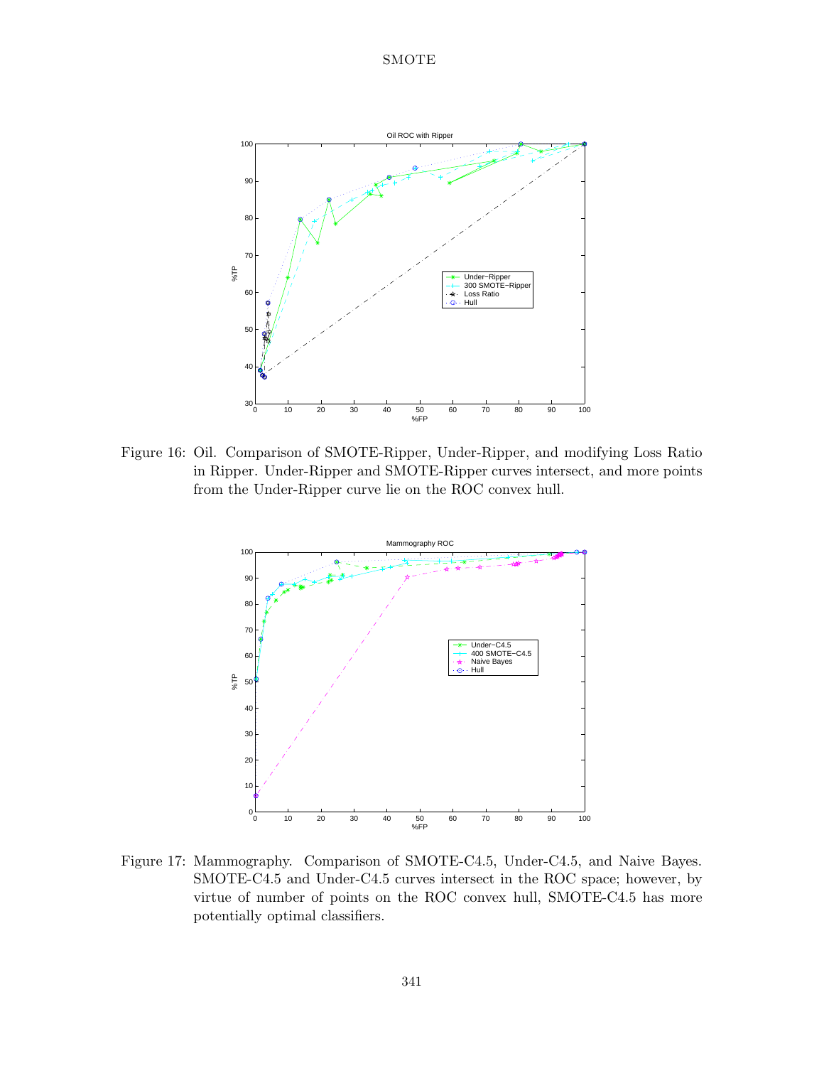Figure 16: Oil. Comparison of SMOTE-Ripper, Under-Ripper, and modifying Loss Ratio in Ripper. Under-Ripper and SMOTE-Ripper curves intersect, and more points from the Under-Ripper curve lie on the ROC convex hull.

Figure 17: Mammography. Comparison of SMOTE-C4.5, Under-C4.5, and Naive Bayes. SMOTE-C4.5 and Under-C4.5 curves intersect in the ROC space; however, by virtue of number of points on the ROC convex hull, SMOTE-C4.5 has more potentially optimal classifiers.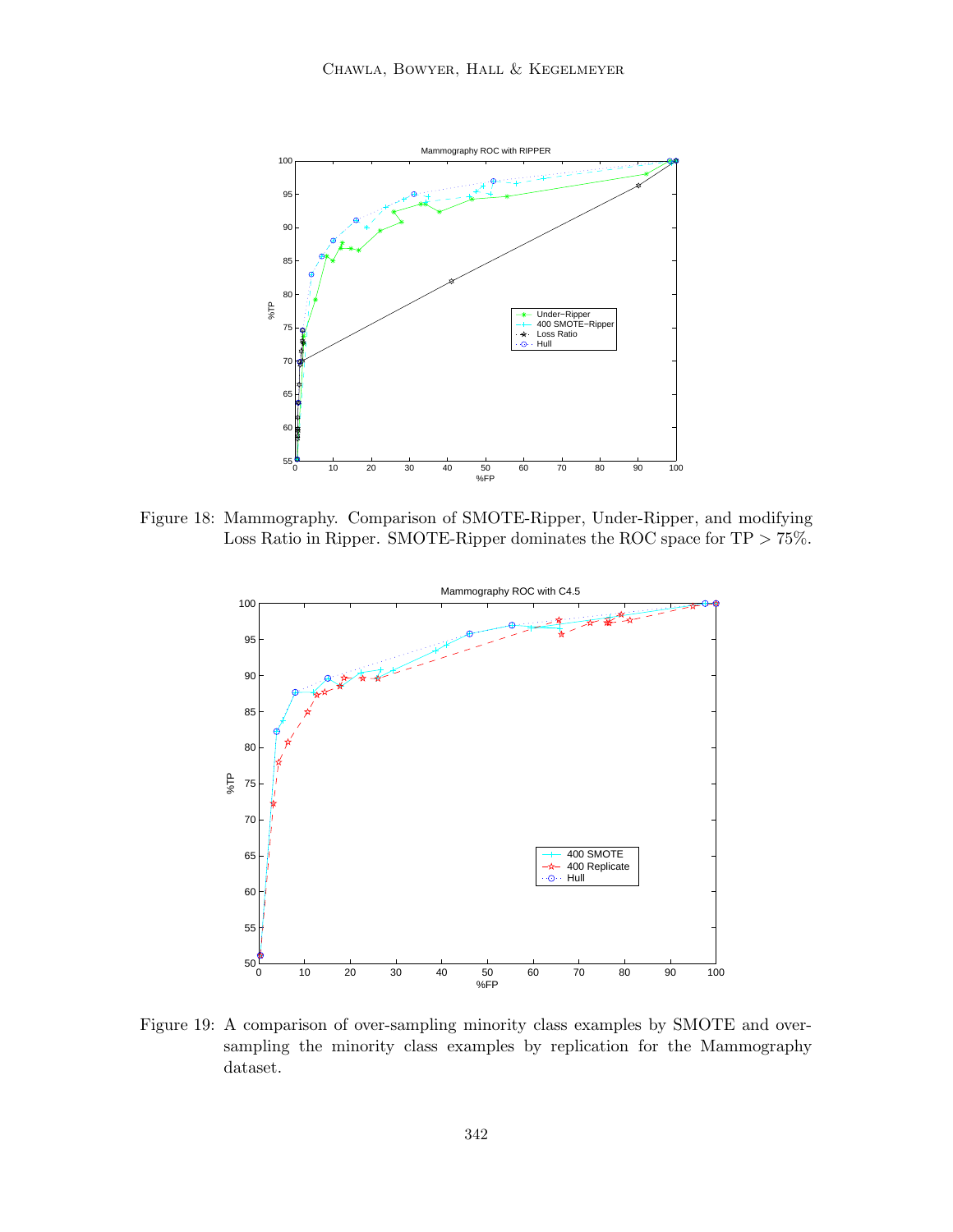Figure 18: Mammography. Comparison of SMOTE-Ripper, Under-Ripper, and modifying Loss Ratio in Ripper. SMOTE-Ripper dominates the ROC space for TP > 75%.

Figure 19: A comparison of over-sampling minority class examples by SMOTE and over-sampling the minority class examples by replication for the Mammography dataset.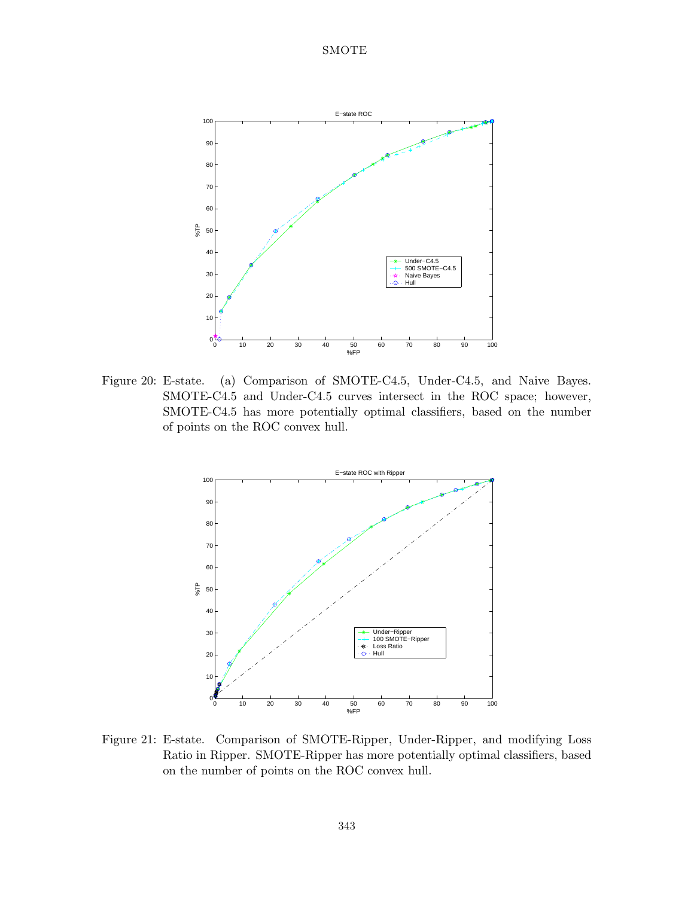Figure 20: E-state. (a) Comparison of SMOTE-C4.5, Under-C4.5, and Naive Bayes. SMOTE-C4.5 and Under-C4.5 curves intersect in the ROC space; however, SMOTE-C4.5 has more potentially optimal classifiers, based on the number of points on the ROC convex hull.

Figure 21: E-state. Comparison of SMOTE-Ripper, Under-Ripper, and modifying Loss Ratio in Ripper. SMOTE-Ripper has more potentially optimal classifiers, based on the number of points on the ROC convex hull.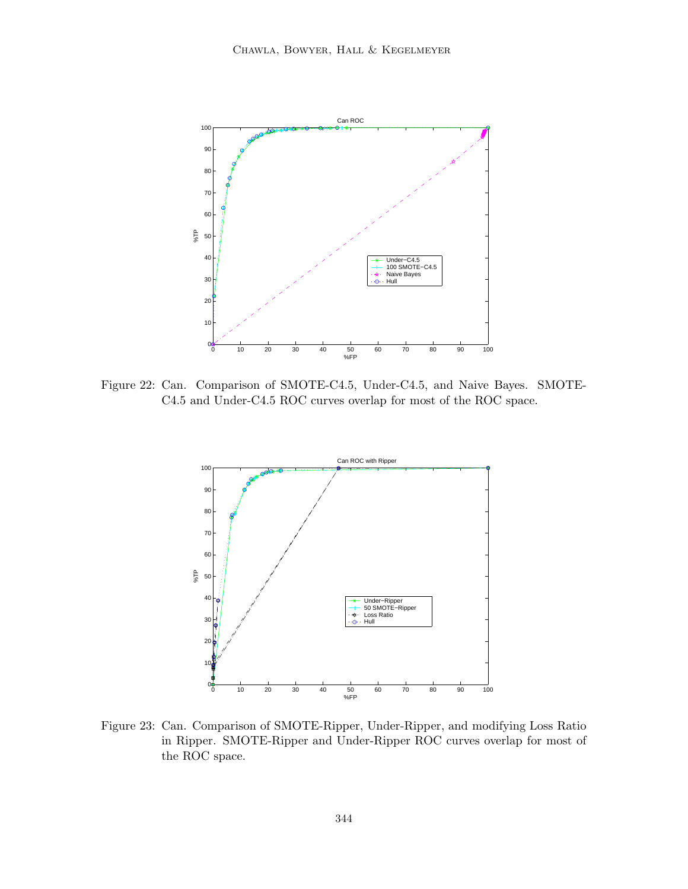Figure 22: Can. Comparison of SMOTE-C4.5, Under-C4.5, and Naive Bayes. SMOTE-C4.5 and Under-C4.5 ROC curves overlap for most of the ROC space.

Figure 23: Can. Comparison of SMOTE-Ripper, Under-Ripper, and modifying Loss Ratio in Ripper. SMOTE-Ripper and Under-Ripper ROC curves overlap for most of the ROC space.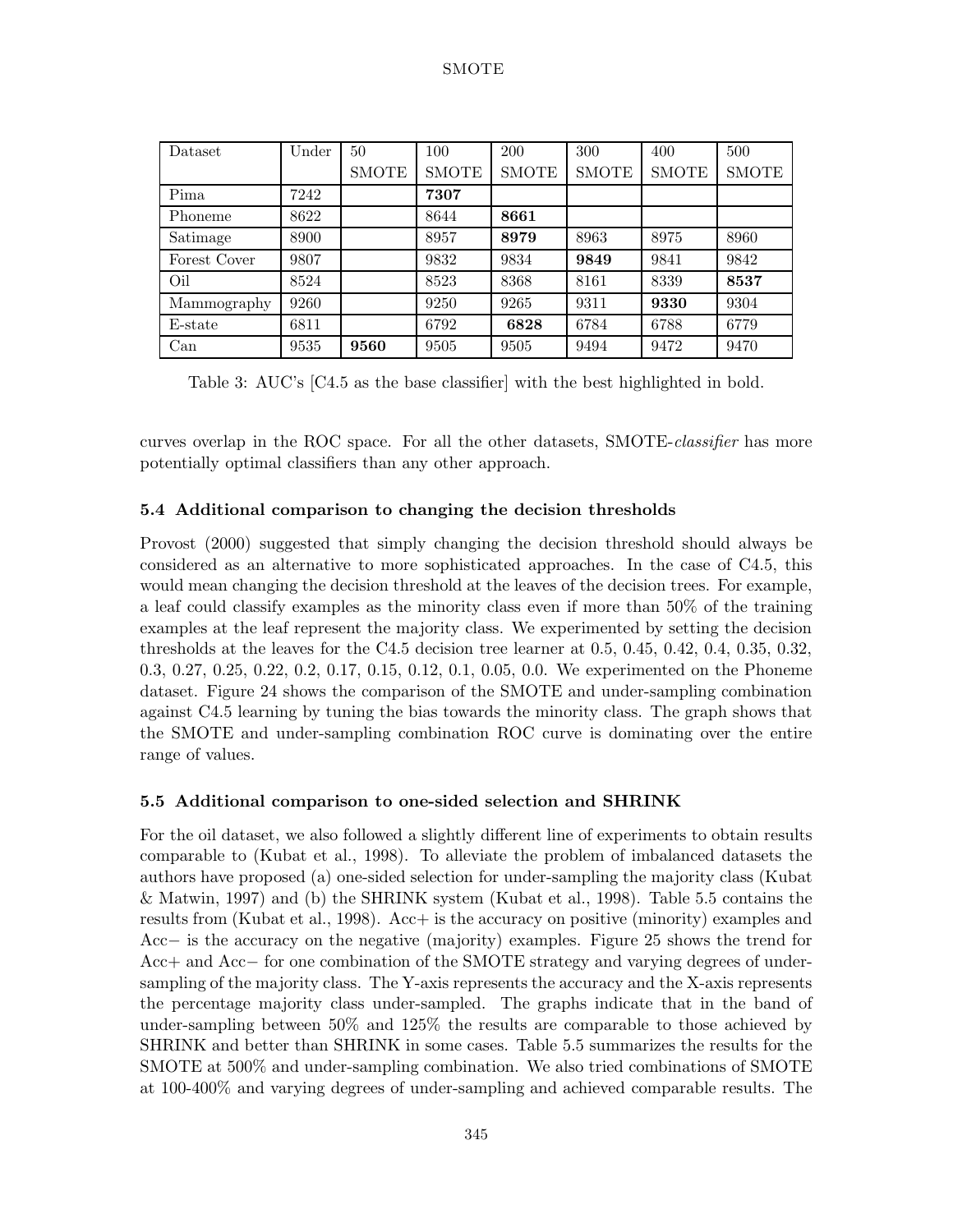| Dataset | Under | 50 SMOTE | 100 SMOTE | 200 SMOTE | 300 SMOTE | 400 SMOTE | 500 SMOTE |
|---|---|---|---|---|---|---|---|
| Pima | 7242 | | **7307** | | | | |
| Phoneme | 8622 | | 8644 | **8661** | | | |
| Satimage | 8900 | | 8957 | **8979** | 8963 | 8975 | 8960 |
| Forest Cover | 9807 | | 9832 | 9834 | **9849** | 9841 | 9842 |
| Oil | 8524 | | 8523 | 8368 | 8161 | 8339 | **8537** |
| Mammography | 9260 | | 9250 | 9265 | 9311 | **9330** | 9304 |
| E-state | 6811 | | 6792 | **6828** | 6784 | 6788 | 6779 |
| Can | 9535 | **9560** | 9505 | 9505 | 9494 | 9472 | 9470 |

Table 3: AUC's [C4.5 as the base classifier] with the best highlighted in bold.

curves overlap in the ROC space. For all the other datasets, SMOTE-*classifier* has more potentially optimal classifiers than any other approach.

### 5.4 Additional comparison to changing the decision thresholds

Provost (2000) suggested that simply changing the decision threshold should always be considered as an alternative to more sophisticated approaches. In the case of C4.5, this would mean changing the decision threshold at the leaves of the decision trees. For example, a leaf could classify examples as the minority class even if more than 50% of the training examples at the leaf represent the majority class. We experimented by setting the decision thresholds at the leaves for the C4.5 decision tree learner at 0.5, 0.45, 0.42, 0.4, 0.35, 0.32, 0.3, 0.27, 0.25, 0.22, 0.2, 0.17, 0.15, 0.12, 0.1, 0.05, 0.0. We experimented on the Phoneme dataset. Figure 24 shows the comparison of the SMOTE and under-sampling combination against C4.5 learning by tuning the bias towards the minority class. The graph shows that the SMOTE and under-sampling combination ROC curve is dominating over the entire range of values.

### 5.5 Additional comparison to one-sided selection and SHRINK

For the oil dataset, we also followed a slightly different line of experiments to obtain results comparable to (Kubat et al., 1998). To alleviate the problem of imbalanced datasets the authors have proposed (a) one-sided selection for under-sampling the majority class (Kubat & Matwin, 1997) and (b) the SHRINK system (Kubat et al., 1998). Table 5.5 contains the results from (Kubat et al., 1998). Acc+ is the accuracy on positive (minority) examples and Acc− is the accuracy on the negative (majority) examples. Figure 25 shows the trend for Acc+ and Acc− for one combination of the SMOTE strategy and varying degrees of under-sampling of the majority class. The Y-axis represents the accuracy and the X-axis represents the percentage majority class under-sampled. The graphs indicate that in the band of under-sampling between 50% and 125% the results are comparable to those achieved by SHRINK and better than SHRINK in some cases. Table 5.5 summarizes the results for the SMOTE at 500% and under-sampling combination. We also tried combinations of SMOTE at 100-400% and varying degrees of under-sampling and achieved comparable results. The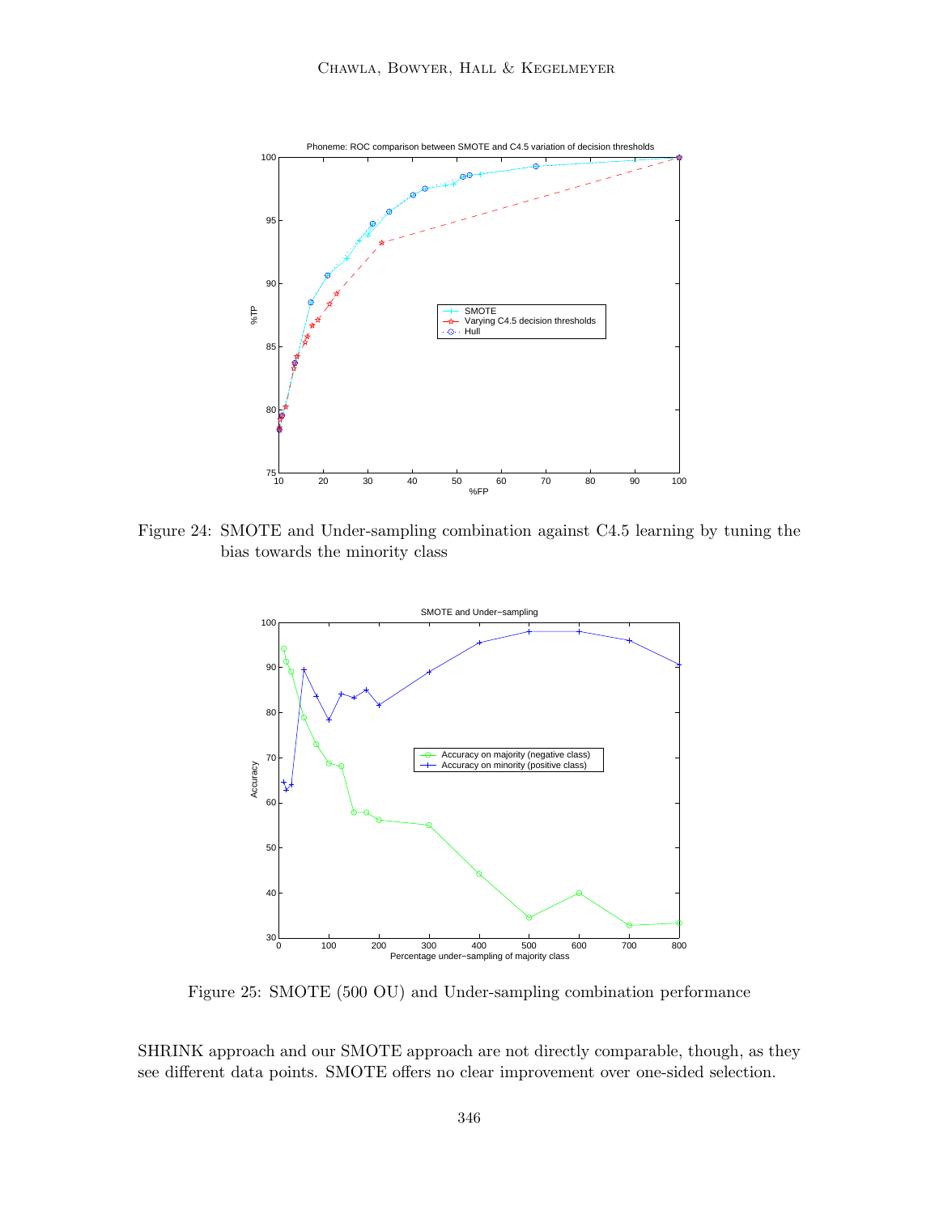Figure 24: SMOTE and Under-sampling combination against C4.5 learning by tuning the bias towards the minority class

Figure 25: SMOTE (500 OU) and Under-sampling combination performance

SHRINK approach and our SMOTE approach are not directly comparable, though, as they see different data points. SMOTE offers no clear improvement over one-sided selection.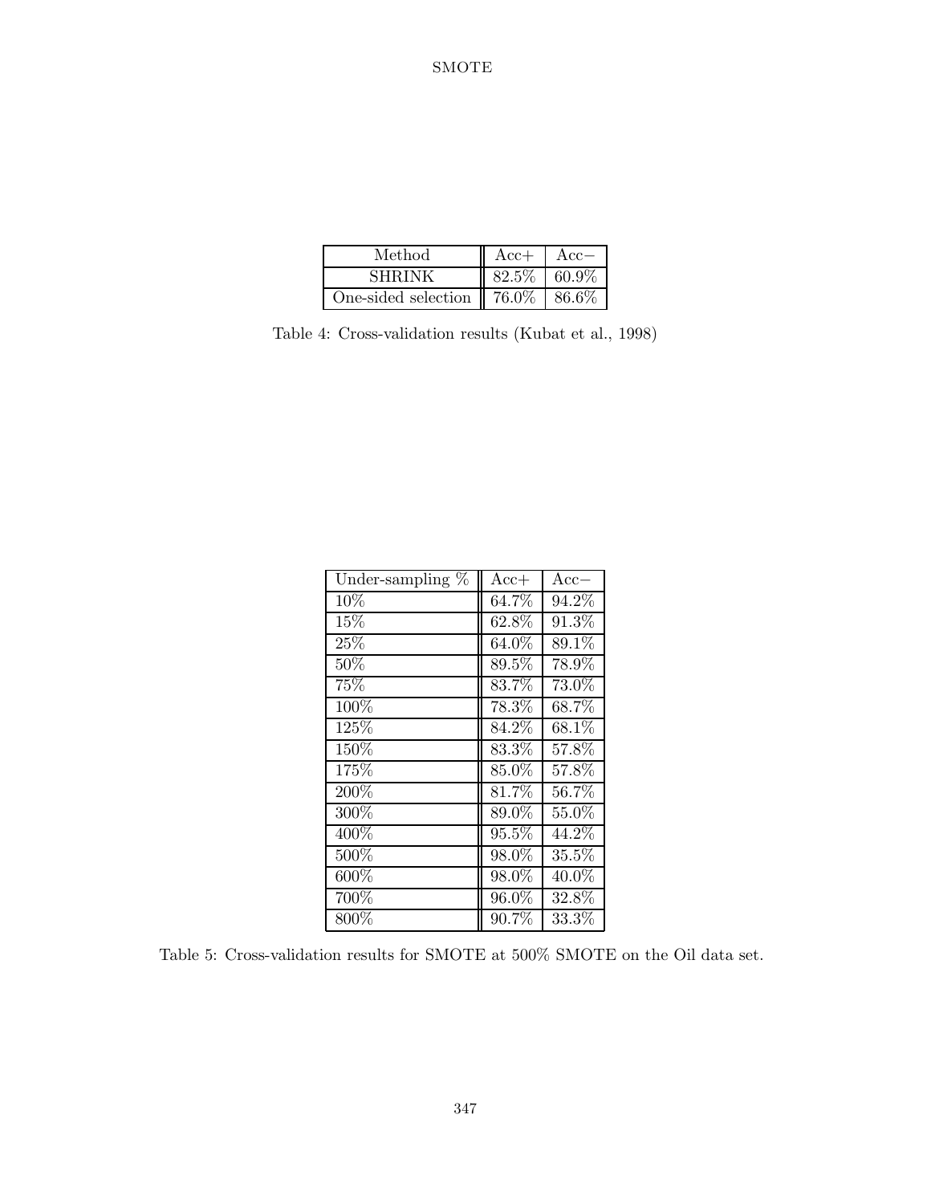| Method | Acc+ | Acc− |
| --- | --- | --- |
| SHRINK | 82.5% | 60.9% |
| One-sided selection | 76.0% | 86.6% |

Table 4: Cross-validation results (Kubat et al., 1998)

| Under-sampling % | Acc+ | Acc− |
| --- | --- | --- |
| 10% | 64.7% | 94.2% |
| 15% | 62.8% | 91.3% |
| 25% | 64.0% | 89.1% |
| 50% | 89.5% | 78.9% |
| 75% | 83.7% | 73.0% |
| 100% | 78.3% | 68.7% |
| 125% | 84.2% | 68.1% |
| 150% | 83.3% | 57.8% |
| 175% | 85.0% | 57.8% |
| 200% | 81.7% | 56.7% |
| 300% | 89.0% | 55.0% |
| 400% | 95.5% | 44.2% |
| 500% | 98.0% | 35.5% |
| 600% | 98.0% | 40.0% |
| 700% | 96.0% | 32.8% |
| 800% | 90.7% | 33.3% |

Table 5: Cross-validation results for SMOTE at 500% SMOTE on the Oil data set.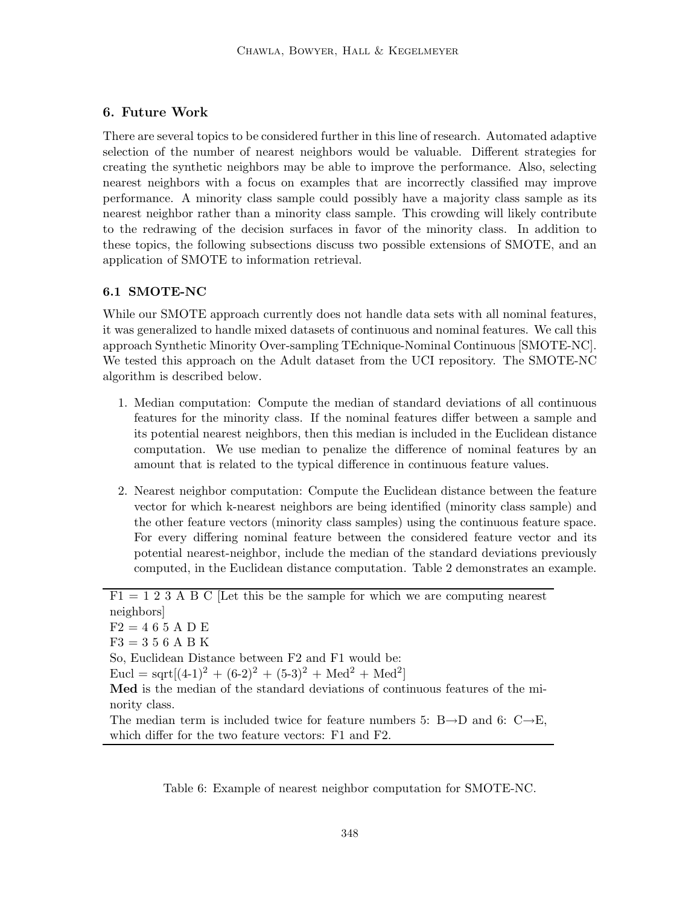## 6. Future Work

There are several topics to be considered further in this line of research. Automated adaptive selection of the number of nearest neighbors would be valuable. Different strategies for creating the synthetic neighbors may be able to improve the performance. Also, selecting nearest neighbors with a focus on examples that are incorrectly classified may improve performance. A minority class sample could possibly have a majority class sample as its nearest neighbor rather than a minority class sample. This crowding will likely contribute to the redrawing of the decision surfaces in favor of the minority class. In addition to these topics, the following subsections discuss two possible extensions of SMOTE, and an application of SMOTE to information retrieval.

### 6.1 SMOTE-NC

While our SMOTE approach currently does not handle data sets with all nominal features, it was generalized to handle mixed datasets of continuous and nominal features. We call this approach Synthetic Minority Over-sampling TEchnique-Nominal Continuous [SMOTE-NC]. We tested this approach on the Adult dataset from the UCI repository. The SMOTE-NC algorithm is described below.

1. Median computation: Compute the median of standard deviations of all continuous features for the minority class. If the nominal features differ between a sample and its potential nearest neighbors, then this median is included in the Euclidean distance computation. We use median to penalize the difference of nominal features by an amount that is related to the typical difference in continuous feature values.
2. Nearest neighbor computation: Compute the Euclidean distance between the feature vector for which k-nearest neighbors are being identified (minority class sample) and the other feature vectors (minority class samples) using the continuous feature space. For every differing nominal feature between the considered feature vector and its potential nearest-neighbor, include the median of the standard deviations previously computed, in the Euclidean distance computation. Table 2 demonstrates an example.

F1 = 1 2 3 A B C [Let this be the sample for which we are computing nearest neighbors]
F2 = 4 6 5 A D E
F3 = 3 5 6 A B K
So, Euclidean Distance between F2 and F1 would be:
Eucl = $\text{sqrt}[(4\text{-}1)^2 + (6\text{-}2)^2 + (5\text{-}3)^2 + \text{Med}^2 + \text{Med}^2]$
**Med** is the median of the standard deviations of continuous features of the minority class.
The median term is included twice for feature numbers 5: B→D and 6: C→E, which differ for the two feature vectors: F1 and F2.

Table 6: Example of nearest neighbor computation for SMOTE-NC.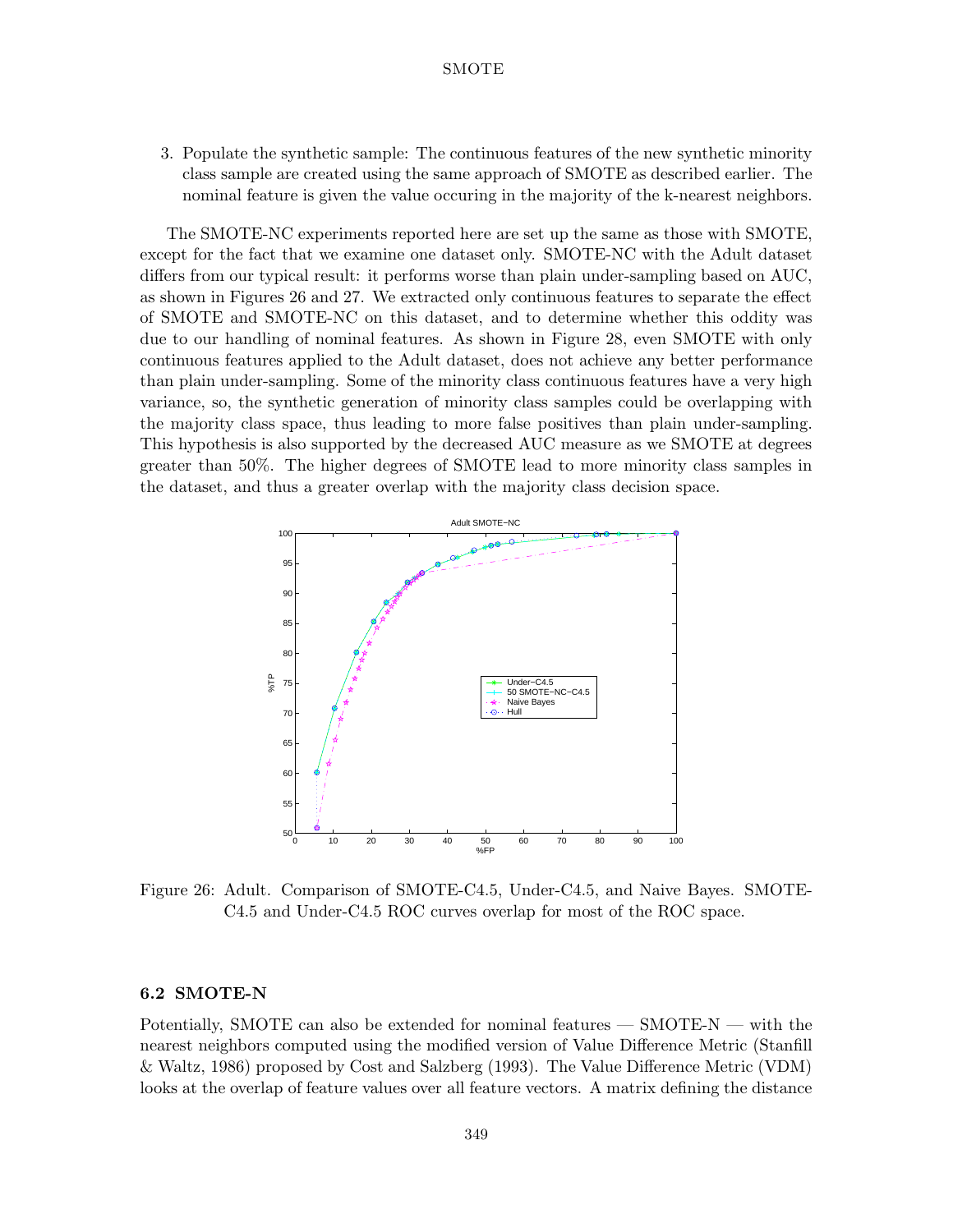3. Populate the synthetic sample: The continuous features of the new synthetic minority class sample are created using the same approach of SMOTE as described earlier. The nominal feature is given the value occuring in the majority of the k-nearest neighbors.

The SMOTE-NC experiments reported here are set up the same as those with SMOTE, except for the fact that we examine one dataset only. SMOTE-NC with the Adult dataset differs from our typical result: it performs worse than plain under-sampling based on AUC, as shown in Figures 26 and 27. We extracted only continuous features to separate the effect of SMOTE and SMOTE-NC on this dataset, and to determine whether this oddity was due to our handling of nominal features. As shown in Figure 28, even SMOTE with only continuous features applied to the Adult dataset, does not achieve any better performance than plain under-sampling. Some of the minority class continuous features have a very high variance, so, the synthetic generation of minority class samples could be overlapping with the majority class space, thus leading to more false positives than plain under-sampling. This hypothesis is also supported by the decreased AUC measure as we SMOTE at degrees greater than 50%. The higher degrees of SMOTE lead to more minority class samples in the dataset, and thus a greater overlap with the majority class decision space.

Figure 26: Adult. Comparison of SMOTE-C4.5, Under-C4.5, and Naive Bayes. SMOTE-C4.5 and Under-C4.5 ROC curves overlap for most of the ROC space.

### 6.2 SMOTE-N

Potentially, SMOTE can also be extended for nominal features — SMOTE-N — with the nearest neighbors computed using the modified version of Value Difference Metric (Stanfill & Waltz, 1986) proposed by Cost and Salzberg (1993). The Value Difference Metric (VDM) looks at the overlap of feature values over all feature vectors. A matrix defining the distance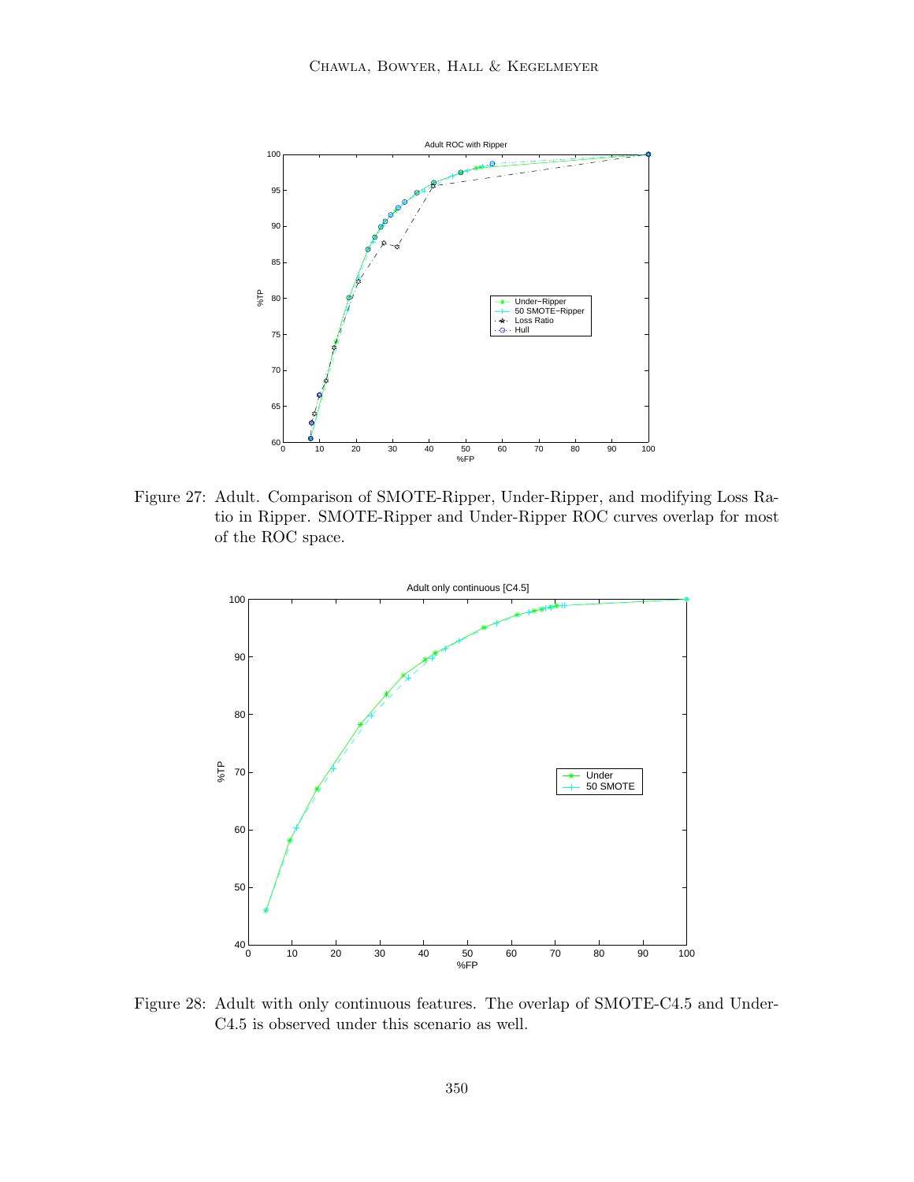Figure 27: Adult. Comparison of SMOTE-Ripper, Under-Ripper, and modifying Loss Ratio in Ripper. SMOTE-Ripper and Under-Ripper ROC curves overlap for most of the ROC space.

Figure 28: Adult with only continuous features. The overlap of SMOTE-C4.5 and Under-C4.5 is observed under this scenario as well.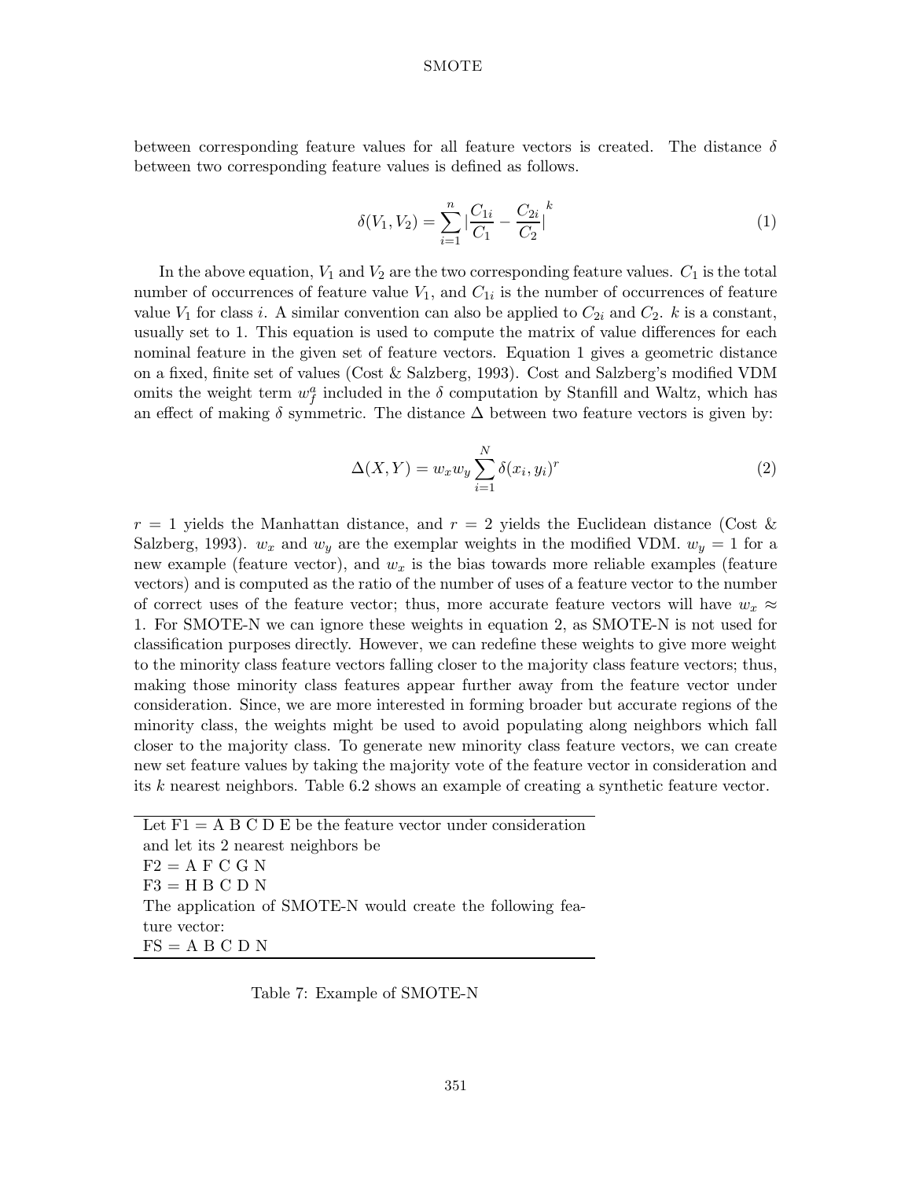between corresponding feature values for all feature vectors is created. The distance $\delta$ between two corresponding feature values is defined as follows.

$$\delta(V_1, V_2) = \sum_{i=1}^{n} \left|\frac{C_{1i}}{C_1} - \frac{C_{2i}}{C_2}\right|^k \tag{1}$$

In the above equation, $V_1$ and $V_2$ are the two corresponding feature values. $C_1$ is the total number of occurrences of feature value $V_1$, and $C_{1i}$ is the number of occurrences of feature value $V_1$ for class $i$. A similar convention can also be applied to $C_{2i}$ and $C_2$. $k$ is a constant, usually set to 1. This equation is used to compute the matrix of value differences for each nominal feature in the given set of feature vectors. Equation 1 gives a geometric distance on a fixed, finite set of values (Cost & Salzberg, 1993). Cost and Salzberg's modified VDM omits the weight term $w_f^a$ included in the $\delta$ computation by Stanfill and Waltz, which has an effect of making $\delta$ symmetric. The distance $\Delta$ between two feature vectors is given by:

$$\Delta(X, Y) = w_x w_y \sum_{i=1}^{N} \delta(x_i, y_i)^r \tag{2}$$

$r = 1$ yields the Manhattan distance, and $r = 2$ yields the Euclidean distance (Cost & Salzberg, 1993). $w_x$ and $w_y$ are the exemplar weights in the modified VDM. $w_y = 1$ for a new example (feature vector), and $w_x$ is the bias towards more reliable examples (feature vectors) and is computed as the ratio of the number of uses of a feature vector to the number of correct uses of the feature vector; thus, more accurate feature vectors will have $w_x \approx 1$. For SMOTE-N we can ignore these weights in equation 2, as SMOTE-N is not used for classification purposes directly. However, we can redefine these weights to give more weight to the minority class feature vectors falling closer to the majority class feature vectors; thus, making those minority class features appear further away from the feature vector under consideration. Since, we are more interested in forming broader but accurate regions of the minority class, the weights might be used to avoid populating along neighbors which fall closer to the majority class. To generate new minority class feature vectors, we can create new set feature values by taking the majority vote of the feature vector in consideration and its $k$ nearest neighbors. Table 6.2 shows an example of creating a synthetic feature vector.

Let F1 = A B C D E be the feature vector under consideration and let its 2 nearest neighbors be
F2 = A F C G N
F3 = H B C D N
The application of SMOTE-N would create the following feature vector:
FS = A B C D N

Table 7: Example of SMOTE-N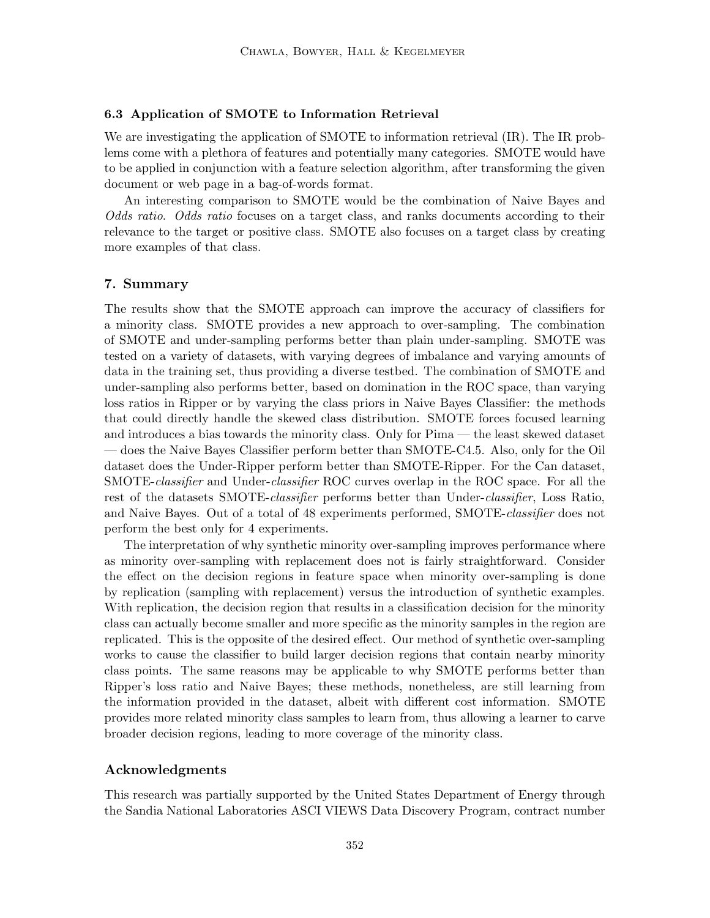### 6.3 Application of SMOTE to Information Retrieval

We are investigating the application of SMOTE to information retrieval (IR). The IR problems come with a plethora of features and potentially many categories. SMOTE would have to be applied in conjunction with a feature selection algorithm, after transforming the given document or web page in a bag-of-words format.

An interesting comparison to SMOTE would be the combination of Naive Bayes and *Odds ratio*. *Odds ratio* focuses on a target class, and ranks documents according to their relevance to the target or positive class. SMOTE also focuses on a target class by creating more examples of that class.

## 7. Summary

The results show that the SMOTE approach can improve the accuracy of classifiers for a minority class. SMOTE provides a new approach to over-sampling. The combination of SMOTE and under-sampling performs better than plain under-sampling. SMOTE was tested on a variety of datasets, with varying degrees of imbalance and varying amounts of data in the training set, thus providing a diverse testbed. The combination of SMOTE and under-sampling also performs better, based on domination in the ROC space, than varying loss ratios in Ripper or by varying the class priors in Naive Bayes Classifier: the methods that could directly handle the skewed class distribution. SMOTE forces focused learning and introduces a bias towards the minority class. Only for Pima — the least skewed dataset — does the Naive Bayes Classifier perform better than SMOTE-C4.5. Also, only for the Oil dataset does the Under-Ripper perform better than SMOTE-Ripper. For the Can dataset, SMOTE-*classifier* and Under-*classifier* ROC curves overlap in the ROC space. For all the rest of the datasets SMOTE-*classifier* performs better than Under-*classifier*, Loss Ratio, and Naive Bayes. Out of a total of 48 experiments performed, SMOTE-*classifier* does not perform the best only for 4 experiments.

The interpretation of why synthetic minority over-sampling improves performance where as minority over-sampling with replacement does not is fairly straightforward. Consider the effect on the decision regions in feature space when minority over-sampling is done by replication (sampling with replacement) versus the introduction of synthetic examples. With replication, the decision region that results in a classification decision for the minority class can actually become smaller and more specific as the minority samples in the region are replicated. This is the opposite of the desired effect. Our method of synthetic over-sampling works to cause the classifier to build larger decision regions that contain nearby minority class points. The same reasons may be applicable to why SMOTE performs better than Ripper's loss ratio and Naive Bayes; these methods, nonetheless, are still learning from the information provided in the dataset, albeit with different cost information. SMOTE provides more related minority class samples to learn from, thus allowing a learner to carve broader decision regions, leading to more coverage of the minority class.

## Acknowledgments

This research was partially supported by the United States Department of Energy through the Sandia National Laboratories ASCI VIEWS Data Discovery Program, contract number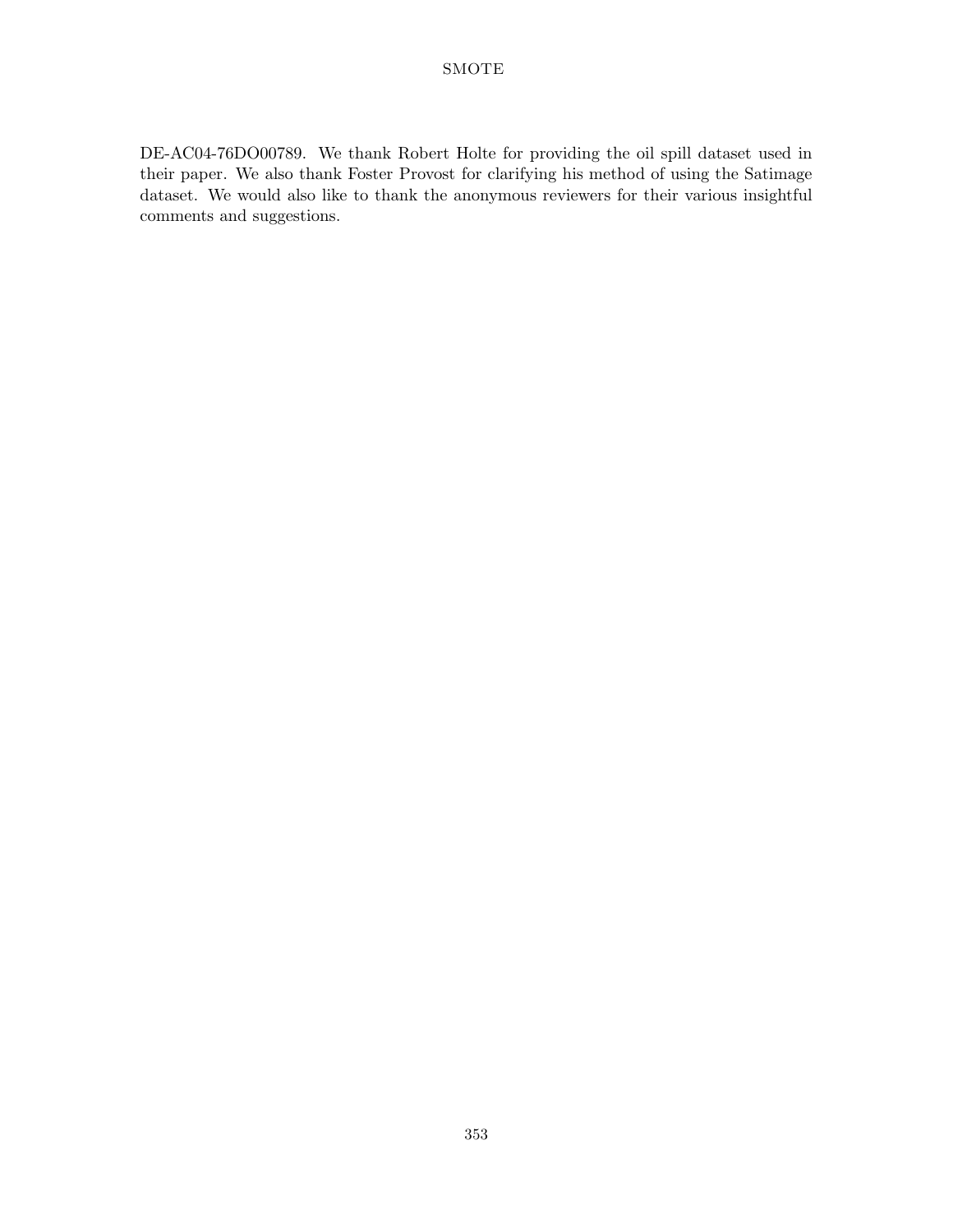DE-AC04-76DO00789. We thank Robert Holte for providing the oil spill dataset used in their paper. We also thank Foster Provost for clarifying his method of using the Satimage dataset. We would also like to thank the anonymous reviewers for their various insightful comments and suggestions.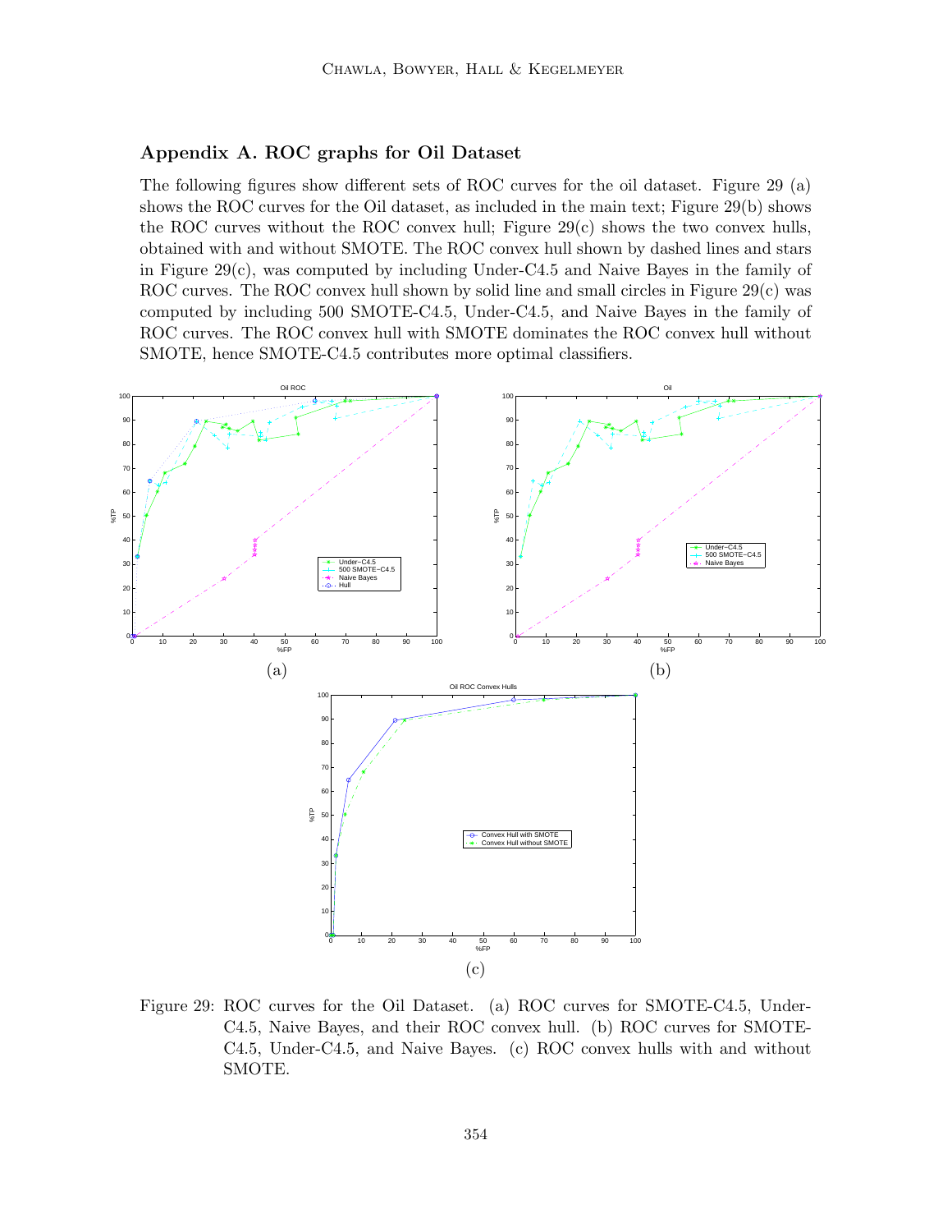## Appendix A. ROC graphs for Oil Dataset

The following figures show different sets of ROC curves for the oil dataset. Figure 29 (a) shows the ROC curves for the Oil dataset, as included in the main text; Figure 29(b) shows the ROC curves without the ROC convex hull; Figure 29(c) shows the two convex hulls, obtained with and without SMOTE. The ROC convex hull shown by dashed lines and stars in Figure 29(c), was computed by including Under-C4.5 and Naive Bayes in the family of ROC curves. The ROC convex hull shown by solid line and small circles in Figure 29(c) was computed by including 500 SMOTE-C4.5, Under-C4.5, and Naive Bayes in the family of ROC curves. The ROC convex hull with SMOTE dominates the ROC convex hull without SMOTE, hence SMOTE-C4.5 contributes more optimal classifiers.

Figure 29: ROC curves for the Oil Dataset. (a) ROC curves for SMOTE-C4.5, Under-C4.5, Naive Bayes, and their ROC convex hull. (b) ROC curves for SMOTE-C4.5, Under-C4.5, and Naive Bayes. (c) ROC convex hulls with and without SMOTE.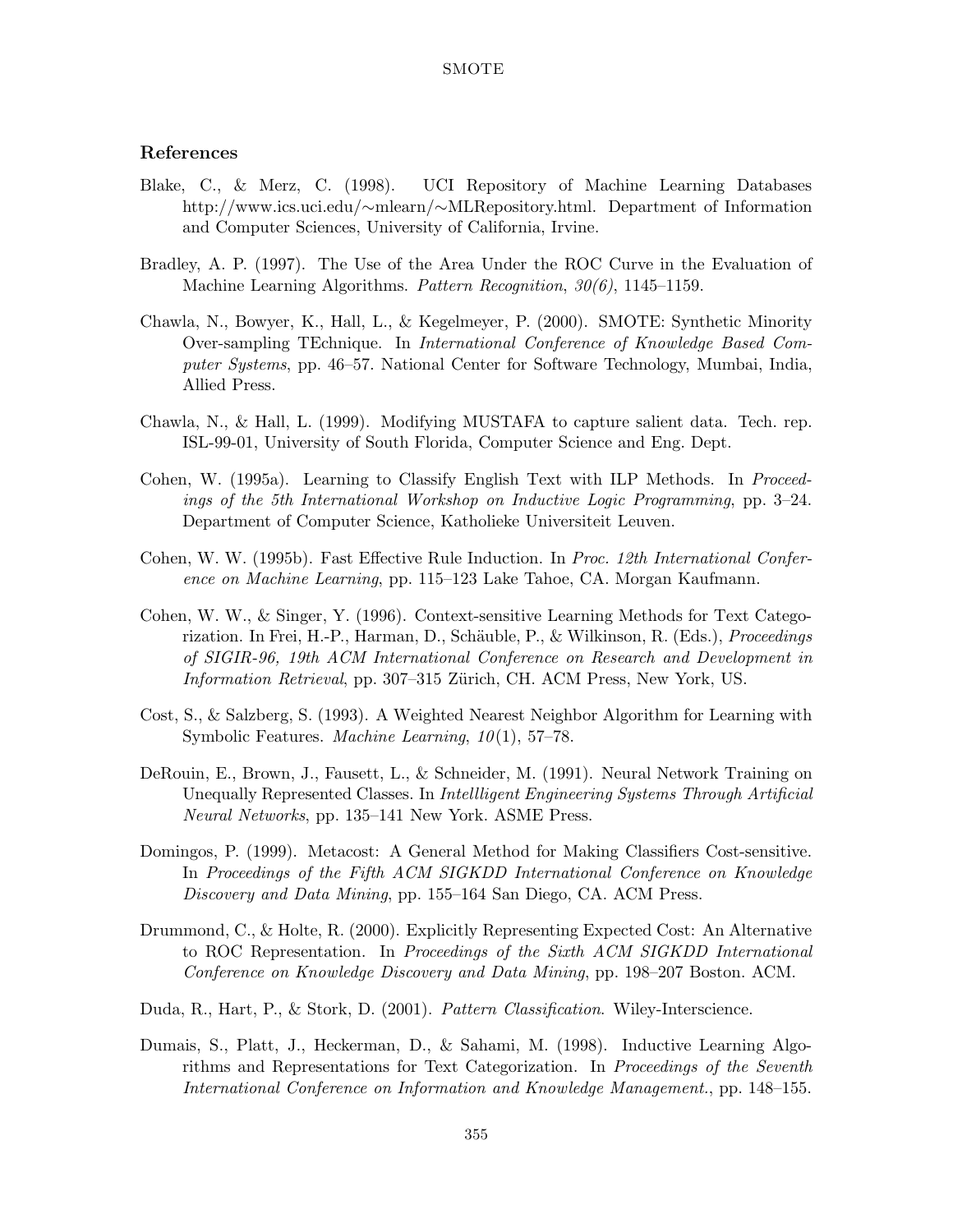## References

Blake, C., & Merz, C. (1998). UCI Repository of Machine Learning Databases http://www.ics.uci.edu/∼mlearn/∼MLRepository.html. Department of Information and Computer Sciences, University of California, Irvine.

Bradley, A. P. (1997). The Use of the Area Under the ROC Curve in the Evaluation of Machine Learning Algorithms. *Pattern Recognition*, *30(6)*, 1145–1159.

Chawla, N., Bowyer, K., Hall, L., & Kegelmeyer, P. (2000). SMOTE: Synthetic Minority Over-sampling TEchnique. In *International Conference of Knowledge Based Computer Systems*, pp. 46–57. National Center for Software Technology, Mumbai, India, Allied Press.

Chawla, N., & Hall, L. (1999). Modifying MUSTAFA to capture salient data. Tech. rep. ISL-99-01, University of South Florida, Computer Science and Eng. Dept.

Cohen, W. (1995a). Learning to Classify English Text with ILP Methods. In *Proceedings of the 5th International Workshop on Inductive Logic Programming*, pp. 3–24. Department of Computer Science, Katholieke Universiteit Leuven.

Cohen, W. W. (1995b). Fast Effective Rule Induction. In *Proc. 12th International Conference on Machine Learning*, pp. 115–123 Lake Tahoe, CA. Morgan Kaufmann.

Cohen, W. W., & Singer, Y. (1996). Context-sensitive Learning Methods for Text Categorization. In Frei, H.-P., Harman, D., Schäuble, P., & Wilkinson, R. (Eds.), *Proceedings of SIGIR-96, 19th ACM International Conference on Research and Development in Information Retrieval*, pp. 307–315 Zürich, CH. ACM Press, New York, US.

Cost, S., & Salzberg, S. (1993). A Weighted Nearest Neighbor Algorithm for Learning with Symbolic Features. *Machine Learning*, *10*(1), 57–78.

DeRouin, E., Brown, J., Fausett, L., & Schneider, M. (1991). Neural Network Training on Unequally Represented Classes. In *Intellligent Engineering Systems Through Artificial Neural Networks*, pp. 135–141 New York. ASME Press.

Domingos, P. (1999). Metacost: A General Method for Making Classifiers Cost-sensitive. In *Proceedings of the Fifth ACM SIGKDD International Conference on Knowledge Discovery and Data Mining*, pp. 155–164 San Diego, CA. ACM Press.

Drummond, C., & Holte, R. (2000). Explicitly Representing Expected Cost: An Alternative to ROC Representation. In *Proceedings of the Sixth ACM SIGKDD International Conference on Knowledge Discovery and Data Mining*, pp. 198–207 Boston. ACM.

Duda, R., Hart, P., & Stork, D. (2001). *Pattern Classification*. Wiley-Interscience.

Dumais, S., Platt, J., Heckerman, D., & Sahami, M. (1998). Inductive Learning Algorithms and Representations for Text Categorization. In *Proceedings of the Seventh International Conference on Information and Knowledge Management.*, pp. 148–155.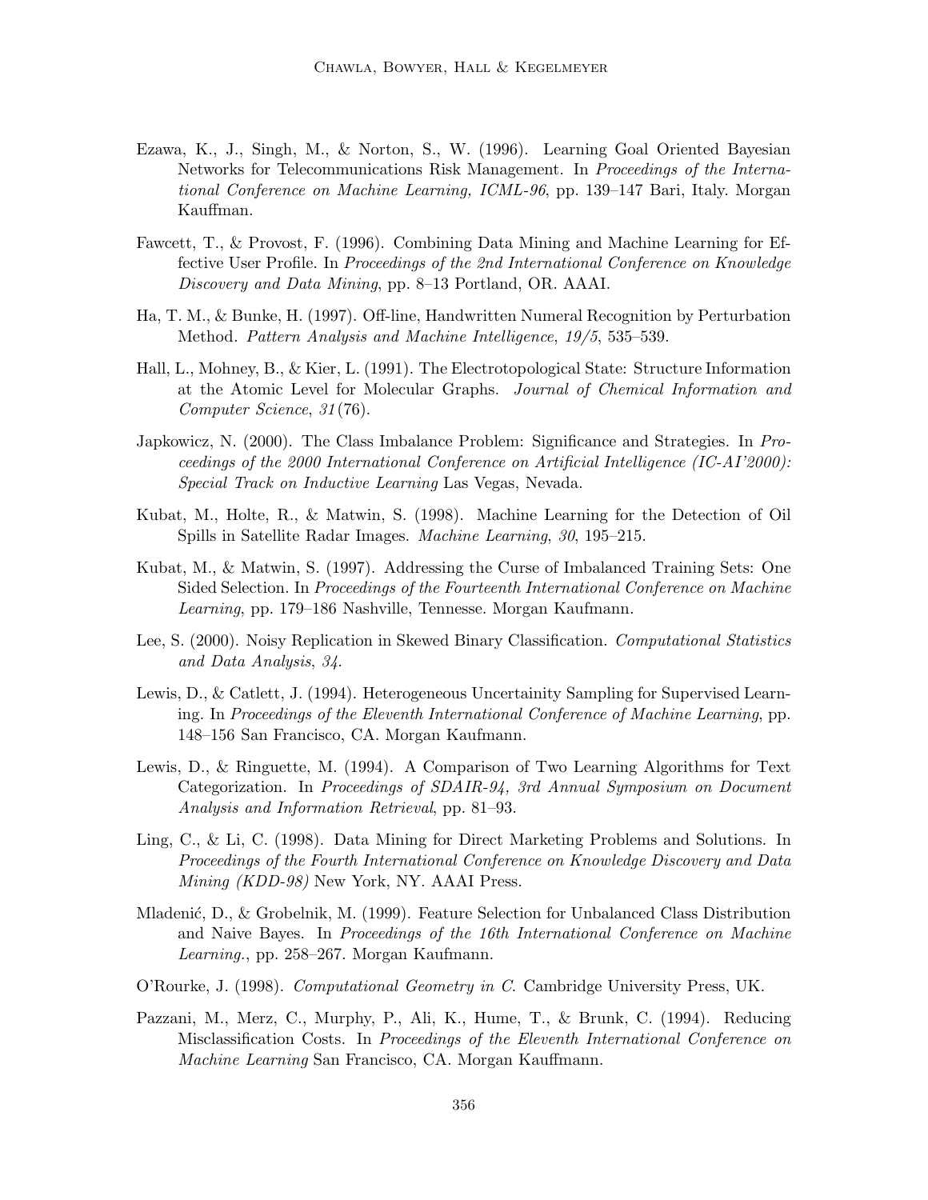Ezawa, K., J., Singh, M., & Norton, S., W. (1996). Learning Goal Oriented Bayesian Networks for Telecommunications Risk Management. In *Proceedings of the International Conference on Machine Learning, ICML-96*, pp. 139–147 Bari, Italy. Morgan Kauffman.

Fawcett, T., & Provost, F. (1996). Combining Data Mining and Machine Learning for Effective User Profile. In *Proceedings of the 2nd International Conference on Knowledge Discovery and Data Mining*, pp. 8–13 Portland, OR. AAAI.

Ha, T. M., & Bunke, H. (1997). Off-line, Handwritten Numeral Recognition by Perturbation Method. *Pattern Analysis and Machine Intelligence*, *19/5*, 535–539.

Hall, L., Mohney, B., & Kier, L. (1991). The Electrotopological State: Structure Information at the Atomic Level for Molecular Graphs. *Journal of Chemical Information and Computer Science*, *31*(76).

Japkowicz, N. (2000). The Class Imbalance Problem: Significance and Strategies. In *Proceedings of the 2000 International Conference on Artificial Intelligence (IC-AI'2000): Special Track on Inductive Learning* Las Vegas, Nevada.

Kubat, M., Holte, R., & Matwin, S. (1998). Machine Learning for the Detection of Oil Spills in Satellite Radar Images. *Machine Learning*, *30*, 195–215.

Kubat, M., & Matwin, S. (1997). Addressing the Curse of Imbalanced Training Sets: One Sided Selection. In *Proceedings of the Fourteenth International Conference on Machine Learning*, pp. 179–186 Nashville, Tennesse. Morgan Kaufmann.

Lee, S. (2000). Noisy Replication in Skewed Binary Classification. *Computational Statistics and Data Analysis*, *34*.

Lewis, D., & Catlett, J. (1994). Heterogeneous Uncertainity Sampling for Supervised Learning. In *Proceedings of the Eleventh International Conference of Machine Learning*, pp. 148–156 San Francisco, CA. Morgan Kaufmann.

Lewis, D., & Ringuette, M. (1994). A Comparison of Two Learning Algorithms for Text Categorization. In *Proceedings of SDAIR-94, 3rd Annual Symposium on Document Analysis and Information Retrieval*, pp. 81–93.

Ling, C., & Li, C. (1998). Data Mining for Direct Marketing Problems and Solutions. In *Proceedings of the Fourth International Conference on Knowledge Discovery and Data Mining (KDD-98)* New York, NY. AAAI Press.

Mladenić, D., & Grobelnik, M. (1999). Feature Selection for Unbalanced Class Distribution and Naive Bayes. In *Proceedings of the 16th International Conference on Machine Learning.*, pp. 258–267. Morgan Kaufmann.

O'Rourke, J. (1998). *Computational Geometry in C*. Cambridge University Press, UK.

Pazzani, M., Merz, C., Murphy, P., Ali, K., Hume, T., & Brunk, C. (1994). Reducing Misclassification Costs. In *Proceedings of the Eleventh International Conference on Machine Learning* San Francisco, CA. Morgan Kauffmann.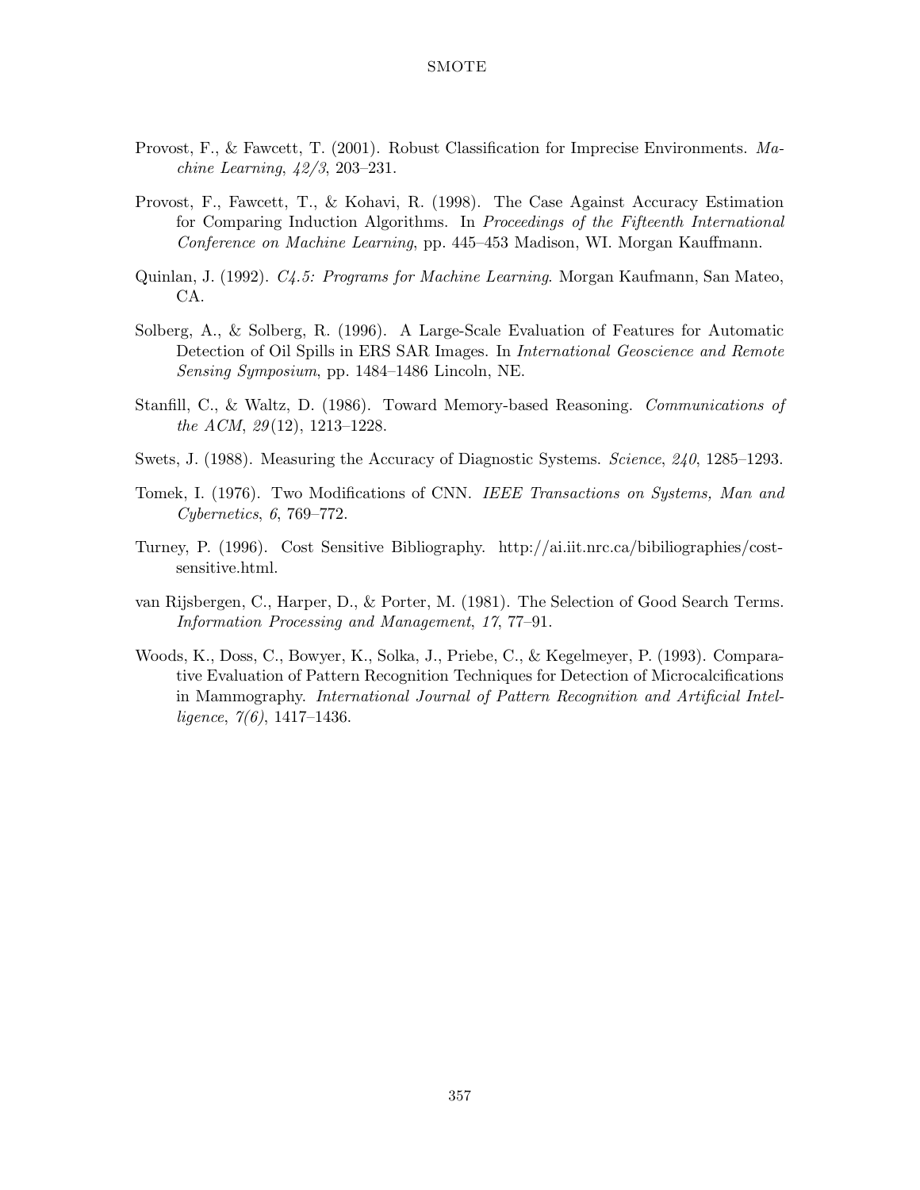Provost, F., & Fawcett, T. (2001). Robust Classification for Imprecise Environments. *Machine Learning*, *42/3*, 203–231.

Provost, F., Fawcett, T., & Kohavi, R. (1998). The Case Against Accuracy Estimation for Comparing Induction Algorithms. In *Proceedings of the Fifteenth International Conference on Machine Learning*, pp. 445–453 Madison, WI. Morgan Kauffmann.

Quinlan, J. (1992). *C4.5: Programs for Machine Learning*. Morgan Kaufmann, San Mateo, CA.

Solberg, A., & Solberg, R. (1996). A Large-Scale Evaluation of Features for Automatic Detection of Oil Spills in ERS SAR Images. In *International Geoscience and Remote Sensing Symposium*, pp. 1484–1486 Lincoln, NE.

Stanfill, C., & Waltz, D. (1986). Toward Memory-based Reasoning. *Communications of the ACM*, *29*(12), 1213–1228.

Swets, J. (1988). Measuring the Accuracy of Diagnostic Systems. *Science*, *240*, 1285–1293.

Tomek, I. (1976). Two Modifications of CNN. *IEEE Transactions on Systems, Man and Cybernetics*, *6*, 769–772.

Turney, P. (1996). Cost Sensitive Bibliography. http://ai.iit.nrc.ca/bibiliographies/cost-sensitive.html.

van Rijsbergen, C., Harper, D., & Porter, M. (1981). The Selection of Good Search Terms. *Information Processing and Management*, *17*, 77–91.

Woods, K., Doss, C., Bowyer, K., Solka, J., Priebe, C., & Kegelmeyer, P. (1993). Comparative Evaluation of Pattern Recognition Techniques for Detection of Microcalcifications in Mammography. *International Journal of Pattern Recognition and Artificial Intelligence*, *7(6)*, 1417–1436.